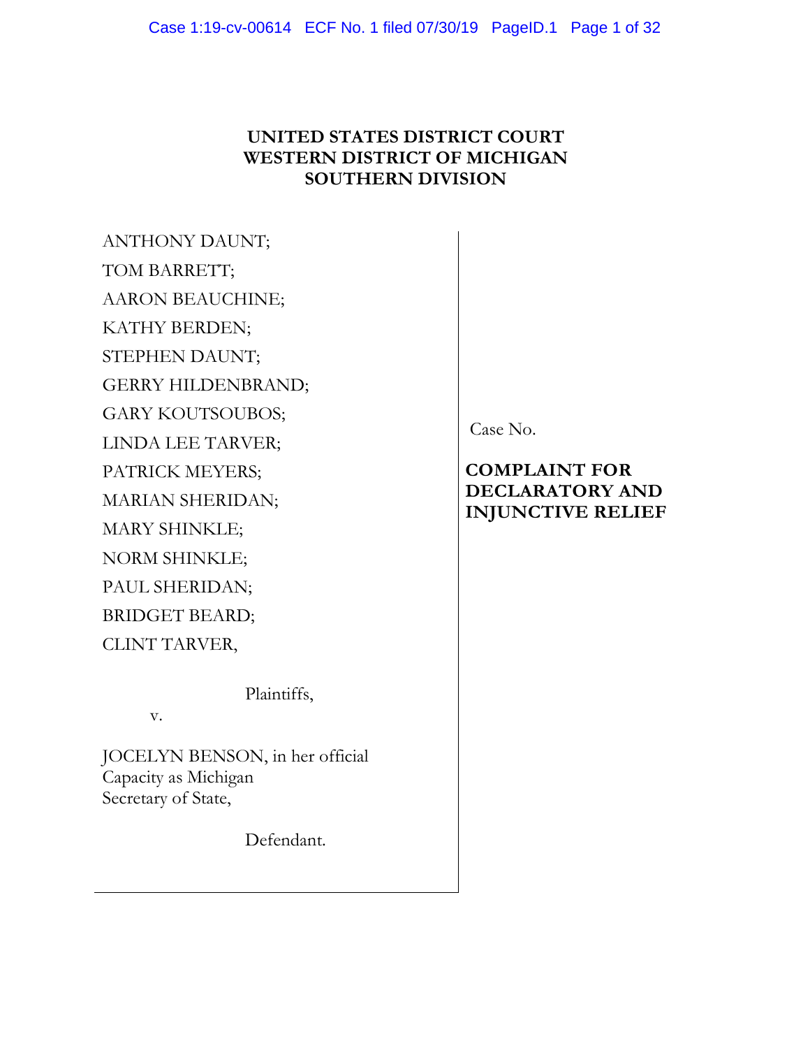# UNITED STATES DISTRICT COURT
# WESTERN DISTRICT OF MICHIGAN
# SOUTHERN DIVISION

ANTHONY DAUNT;
TOM BARRETT;
AARON BEAUCHINE;
KATHY BERDEN;
STEPHEN DAUNT;
GERRY HILDENBRAND;
GARY KOUTSOUBOS;
LINDA LEE TARVER;
PATRICK MEYERS;
MARIAN SHERIDAN;
MARY SHINKLE;
NORM SHINKLE;
PAUL SHERIDAN;
BRIDGET BEARD;
CLINT TARVER,

Plaintiffs,

v.

JOCELYN BENSON, in her official Capacity as Michigan Secretary of State,

Defendant.

Case No.

**COMPLAINT FOR DECLARATORY AND INJUNCTIVE RELIEF**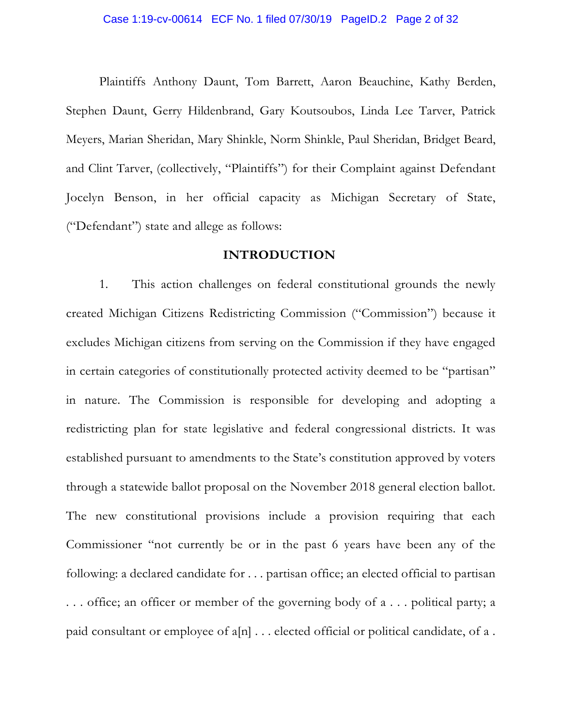Plaintiffs Anthony Daunt, Tom Barrett, Aaron Beauchine, Kathy Berden, Stephen Daunt, Gerry Hildenbrand, Gary Koutsoubos, Linda Lee Tarver, Patrick Meyers, Marian Sheridan, Mary Shinkle, Norm Shinkle, Paul Sheridan, Bridget Beard, and Clint Tarver, (collectively, "Plaintiffs") for their Complaint against Defendant Jocelyn Benson, in her official capacity as Michigan Secretary of State, ("Defendant") state and allege as follows:

## INTRODUCTION

1. This action challenges on federal constitutional grounds the newly created Michigan Citizens Redistricting Commission ("Commission") because it excludes Michigan citizens from serving on the Commission if they have engaged in certain categories of constitutionally protected activity deemed to be "partisan" in nature. The Commission is responsible for developing and adopting a redistricting plan for state legislative and federal congressional districts. It was established pursuant to amendments to the State's constitution approved by voters through a statewide ballot proposal on the November 2018 general election ballot. The new constitutional provisions include a provision requiring that each Commissioner "not currently be or in the past 6 years have been any of the following: a declared candidate for . . . partisan office; an elected official to partisan . . . office; an officer or member of the governing body of a . . . political party; a paid consultant or employee of a[n] . . . elected official or political candidate, of a .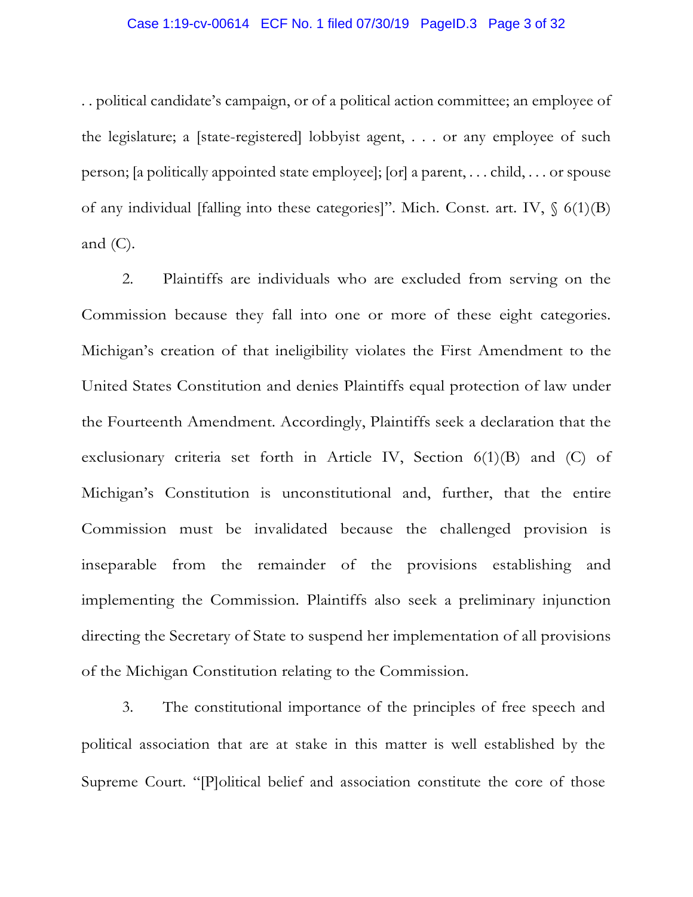. . political candidate's campaign, or of a political action committee; an employee of the legislature; a [state-registered] lobbyist agent, . . . or any employee of such person; [a politically appointed state employee]; [or] a parent, . . . child, . . . or spouse of any individual [falling into these categories]". Mich. Const. art. IV, § 6(1)(B) and (C).

2. Plaintiffs are individuals who are excluded from serving on the Commission because they fall into one or more of these eight categories. Michigan's creation of that ineligibility violates the First Amendment to the United States Constitution and denies Plaintiffs equal protection of law under the Fourteenth Amendment. Accordingly, Plaintiffs seek a declaration that the exclusionary criteria set forth in Article IV, Section 6(1)(B) and (C) of Michigan's Constitution is unconstitutional and, further, that the entire Commission must be invalidated because the challenged provision is inseparable from the remainder of the provisions establishing and implementing the Commission. Plaintiffs also seek a preliminary injunction directing the Secretary of State to suspend her implementation of all provisions of the Michigan Constitution relating to the Commission.

3. The constitutional importance of the principles of free speech and political association that are at stake in this matter is well established by the Supreme Court. "[P]olitical belief and association constitute the core of those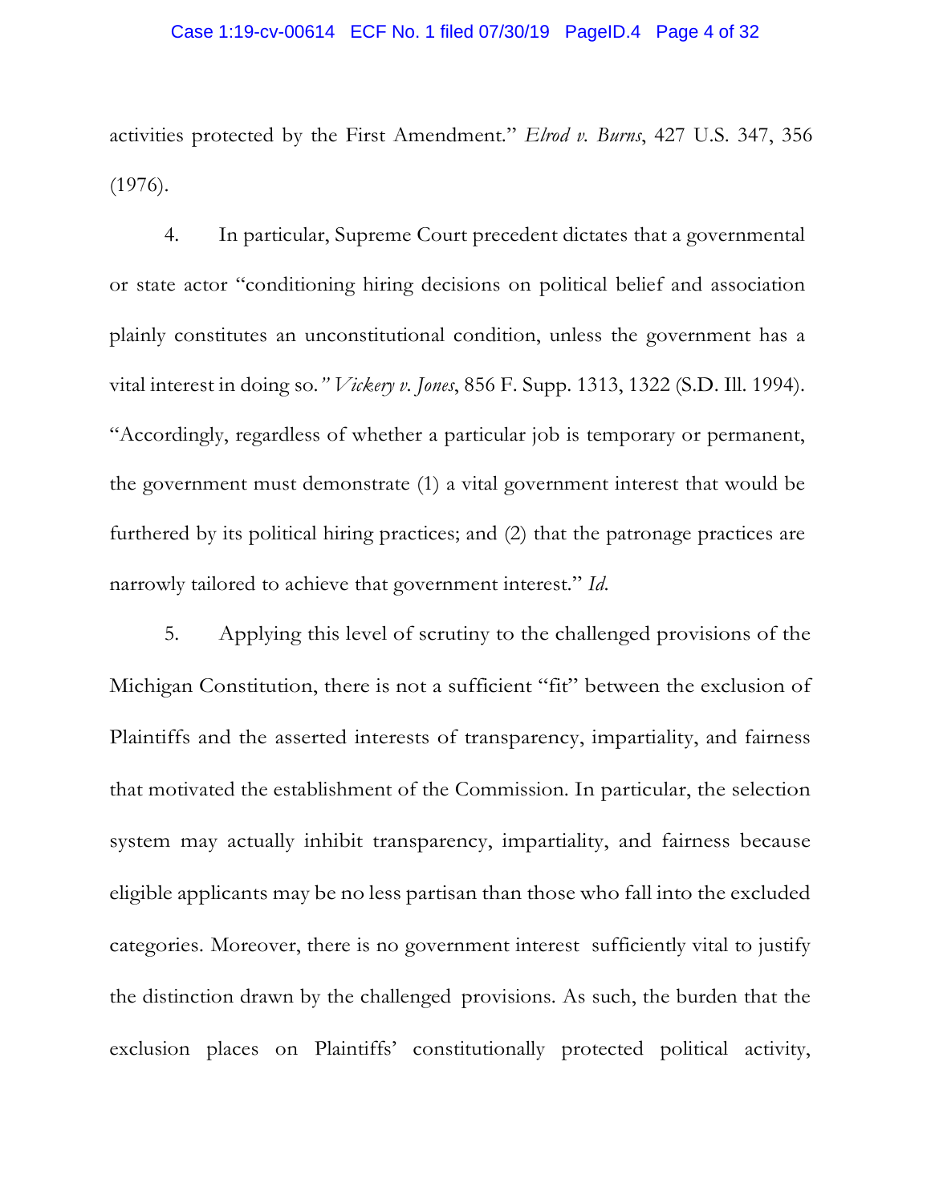activities protected by the First Amendment." *Elrod v. Burns*, 427 U.S. 347, 356 (1976).

4. In particular, Supreme Court precedent dictates that a governmental or state actor "conditioning hiring decisions on political belief and association plainly constitutes an unconstitutional condition, unless the government has a vital interest in doing so.*" Vickery v. Jones*, 856 F. Supp. 1313, 1322 (S.D. Ill. 1994). "Accordingly, regardless of whether a particular job is temporary or permanent, the government must demonstrate (1) a vital government interest that would be furthered by its political hiring practices; and (2) that the patronage practices are narrowly tailored to achieve that government interest." *Id.*

5. Applying this level of scrutiny to the challenged provisions of the Michigan Constitution, there is not a sufficient "fit" between the exclusion of Plaintiffs and the asserted interests of transparency, impartiality, and fairness that motivated the establishment of the Commission. In particular, the selection system may actually inhibit transparency, impartiality, and fairness because eligible applicants may be no less partisan than those who fall into the excluded categories. Moreover, there is no government interest sufficiently vital to justify the distinction drawn by the challenged provisions. As such, the burden that the exclusion places on Plaintiffs' constitutionally protected political activity,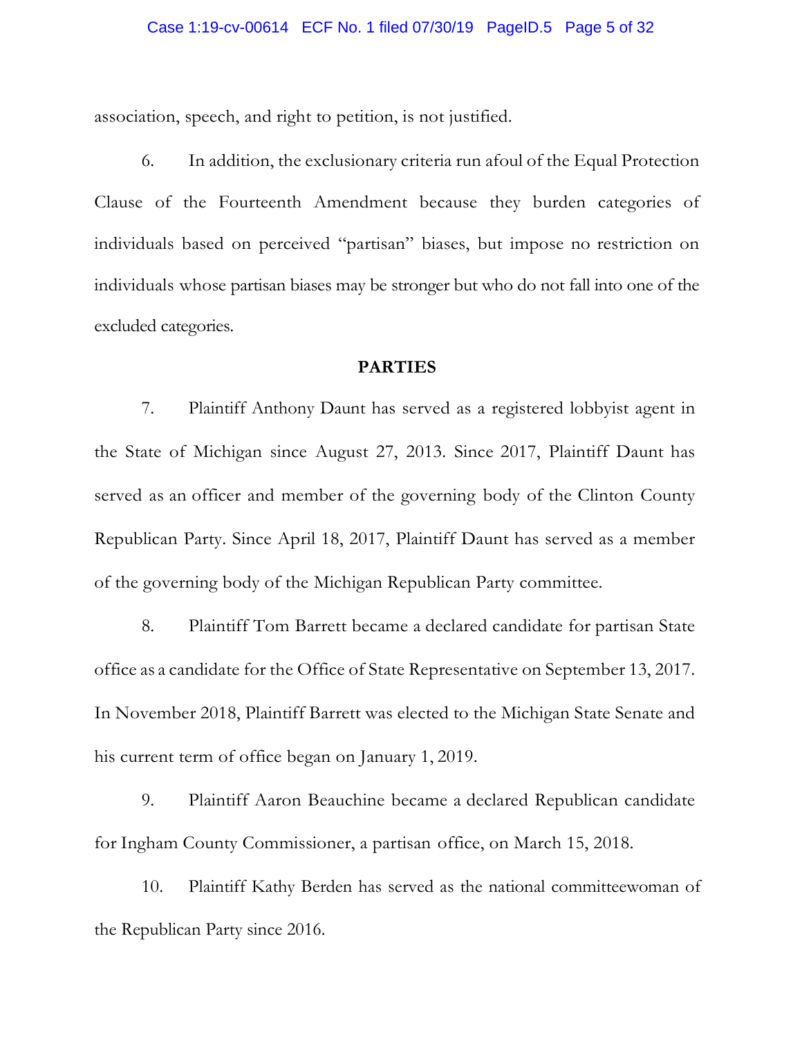association, speech, and right to petition, is not justified.

6. In addition, the exclusionary criteria run afoul of the Equal Protection Clause of the Fourteenth Amendment because they burden categories of individuals based on perceived "partisan" biases, but impose no restriction on individuals whose partisan biases may be stronger but who do not fall into one of the excluded categories.

## PARTIES

7. Plaintiff Anthony Daunt has served as a registered lobbyist agent in the State of Michigan since August 27, 2013. Since 2017, Plaintiff Daunt has served as an officer and member of the governing body of the Clinton County Republican Party. Since April 18, 2017, Plaintiff Daunt has served as a member of the governing body of the Michigan Republican Party committee.

8. Plaintiff Tom Barrett became a declared candidate for partisan State office as a candidate for the Office of State Representative on September 13, 2017. In November 2018, Plaintiff Barrett was elected to the Michigan State Senate and his current term of office began on January 1, 2019.

9. Plaintiff Aaron Beauchine became a declared Republican candidate for Ingham County Commissioner, a partisan office, on March 15, 2018.

10. Plaintiff Kathy Berden has served as the national committeewoman of the Republican Party since 2016.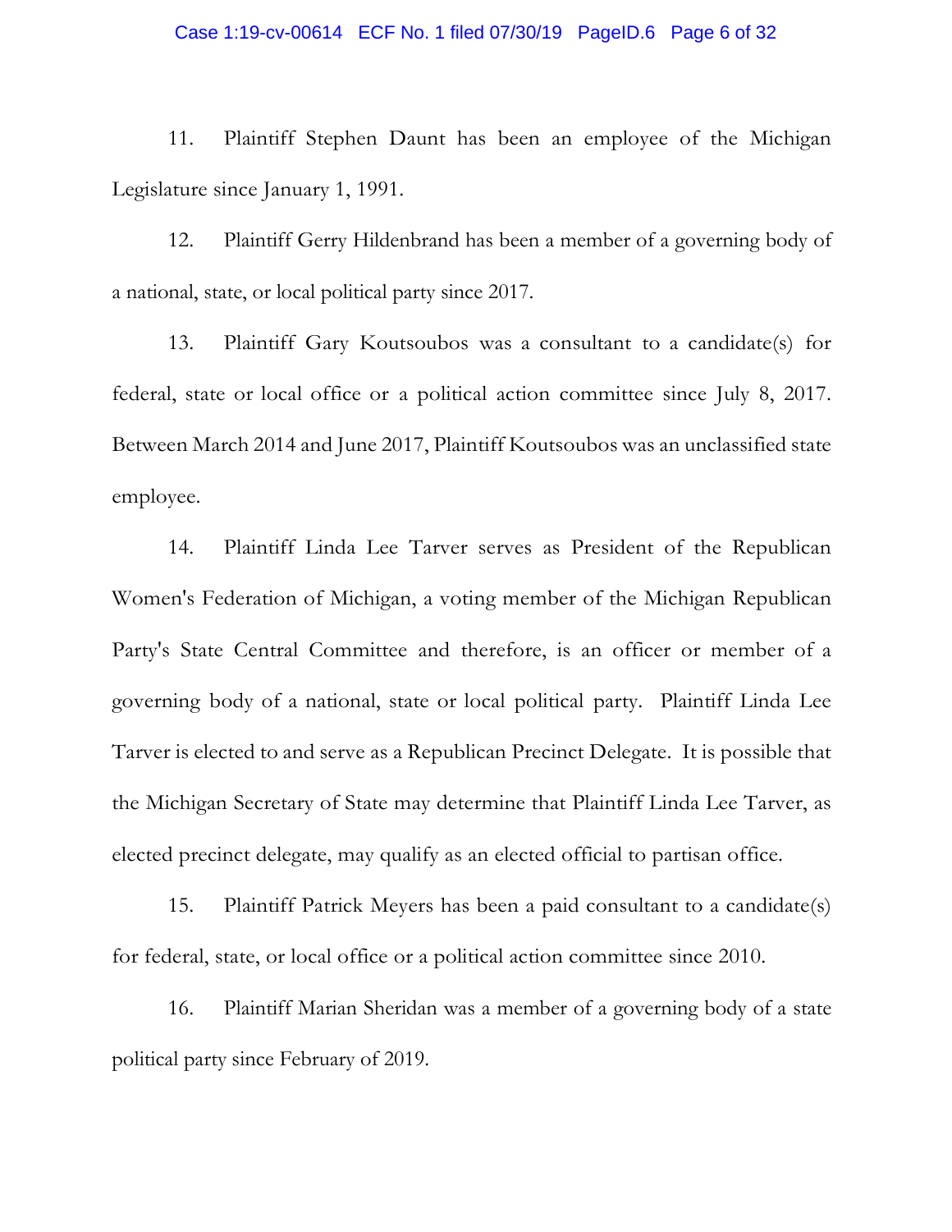11. Plaintiff Stephen Daunt has been an employee of the Michigan Legislature since January 1, 1991.

12. Plaintiff Gerry Hildenbrand has been a member of a governing body of a national, state, or local political party since 2017.

13. Plaintiff Gary Koutsoubos was a consultant to a candidate(s) for federal, state or local office or a political action committee since July 8, 2017. Between March 2014 and June 2017, Plaintiff Koutsoubos was an unclassified state employee.

14. Plaintiff Linda Lee Tarver serves as President of the Republican Women's Federation of Michigan, a voting member of the Michigan Republican Party's State Central Committee and therefore, is an officer or member of a governing body of a national, state or local political party. Plaintiff Linda Lee Tarver is elected to and serve as a Republican Precinct Delegate. It is possible that the Michigan Secretary of State may determine that Plaintiff Linda Lee Tarver, as elected precinct delegate, may qualify as an elected official to partisan office.

15. Plaintiff Patrick Meyers has been a paid consultant to a candidate(s) for federal, state, or local office or a political action committee since 2010.

16. Plaintiff Marian Sheridan was a member of a governing body of a state political party since February of 2019.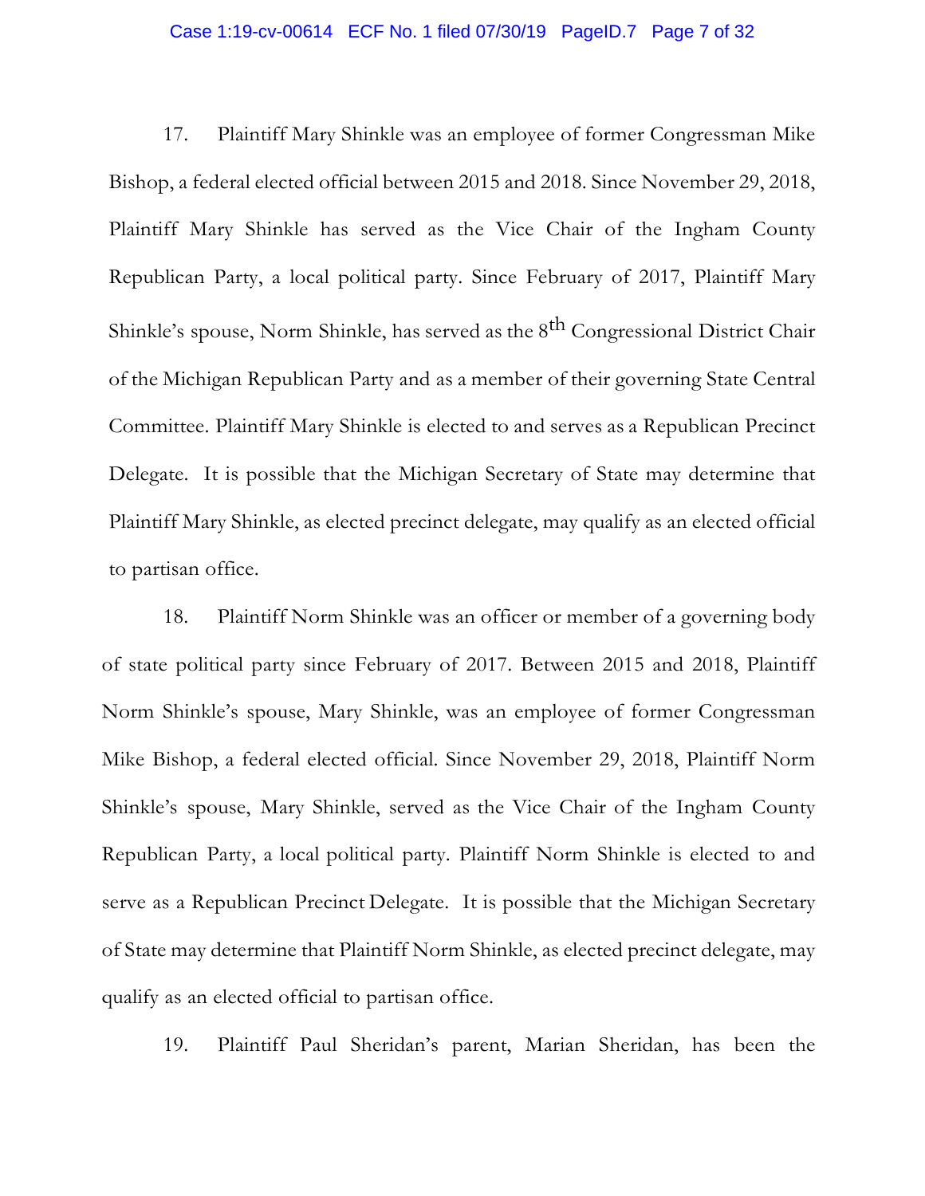17. Plaintiff Mary Shinkle was an employee of former Congressman Mike Bishop, a federal elected official between 2015 and 2018. Since November 29, 2018, Plaintiff Mary Shinkle has served as the Vice Chair of the Ingham County Republican Party, a local political party. Since February of 2017, Plaintiff Mary Shinkle's spouse, Norm Shinkle, has served as the 8th Congressional District Chair of the Michigan Republican Party and as a member of their governing State Central Committee. Plaintiff Mary Shinkle is elected to and serves as a Republican Precinct Delegate. It is possible that the Michigan Secretary of State may determine that Plaintiff Mary Shinkle, as elected precinct delegate, may qualify as an elected official to partisan office.

18. Plaintiff Norm Shinkle was an officer or member of a governing body of state political party since February of 2017. Between 2015 and 2018, Plaintiff Norm Shinkle's spouse, Mary Shinkle, was an employee of former Congressman Mike Bishop, a federal elected official. Since November 29, 2018, Plaintiff Norm Shinkle's spouse, Mary Shinkle, served as the Vice Chair of the Ingham County Republican Party, a local political party. Plaintiff Norm Shinkle is elected to and serve as a Republican Precinct Delegate. It is possible that the Michigan Secretary of State may determine that Plaintiff Norm Shinkle, as elected precinct delegate, may qualify as an elected official to partisan office.

19. Plaintiff Paul Sheridan's parent, Marian Sheridan, has been the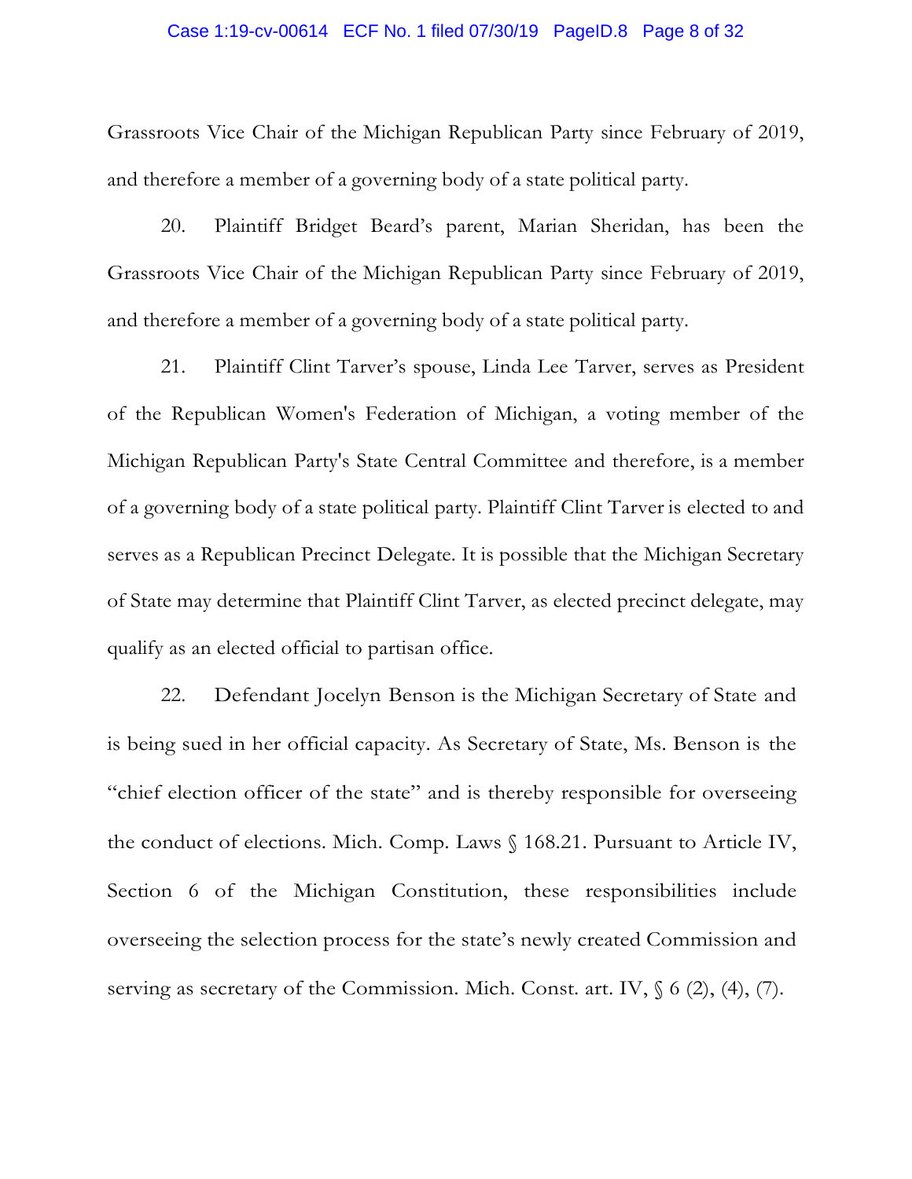Grassroots Vice Chair of the Michigan Republican Party since February of 2019, and therefore a member of a governing body of a state political party.

20. Plaintiff Bridget Beard's parent, Marian Sheridan, has been the Grassroots Vice Chair of the Michigan Republican Party since February of 2019, and therefore a member of a governing body of a state political party.

21. Plaintiff Clint Tarver's spouse, Linda Lee Tarver, serves as President of the Republican Women's Federation of Michigan, a voting member of the Michigan Republican Party's State Central Committee and therefore, is a member of a governing body of a state political party. Plaintiff Clint Tarver is elected to and serves as a Republican Precinct Delegate. It is possible that the Michigan Secretary of State may determine that Plaintiff Clint Tarver, as elected precinct delegate, may qualify as an elected official to partisan office.

22. Defendant Jocelyn Benson is the Michigan Secretary of State and is being sued in her official capacity. As Secretary of State, Ms. Benson is the "chief election officer of the state" and is thereby responsible for overseeing the conduct of elections. Mich. Comp. Laws § 168.21. Pursuant to Article IV, Section 6 of the Michigan Constitution, these responsibilities include overseeing the selection process for the state's newly created Commission and serving as secretary of the Commission. Mich. Const. art. IV, § 6 (2), (4), (7).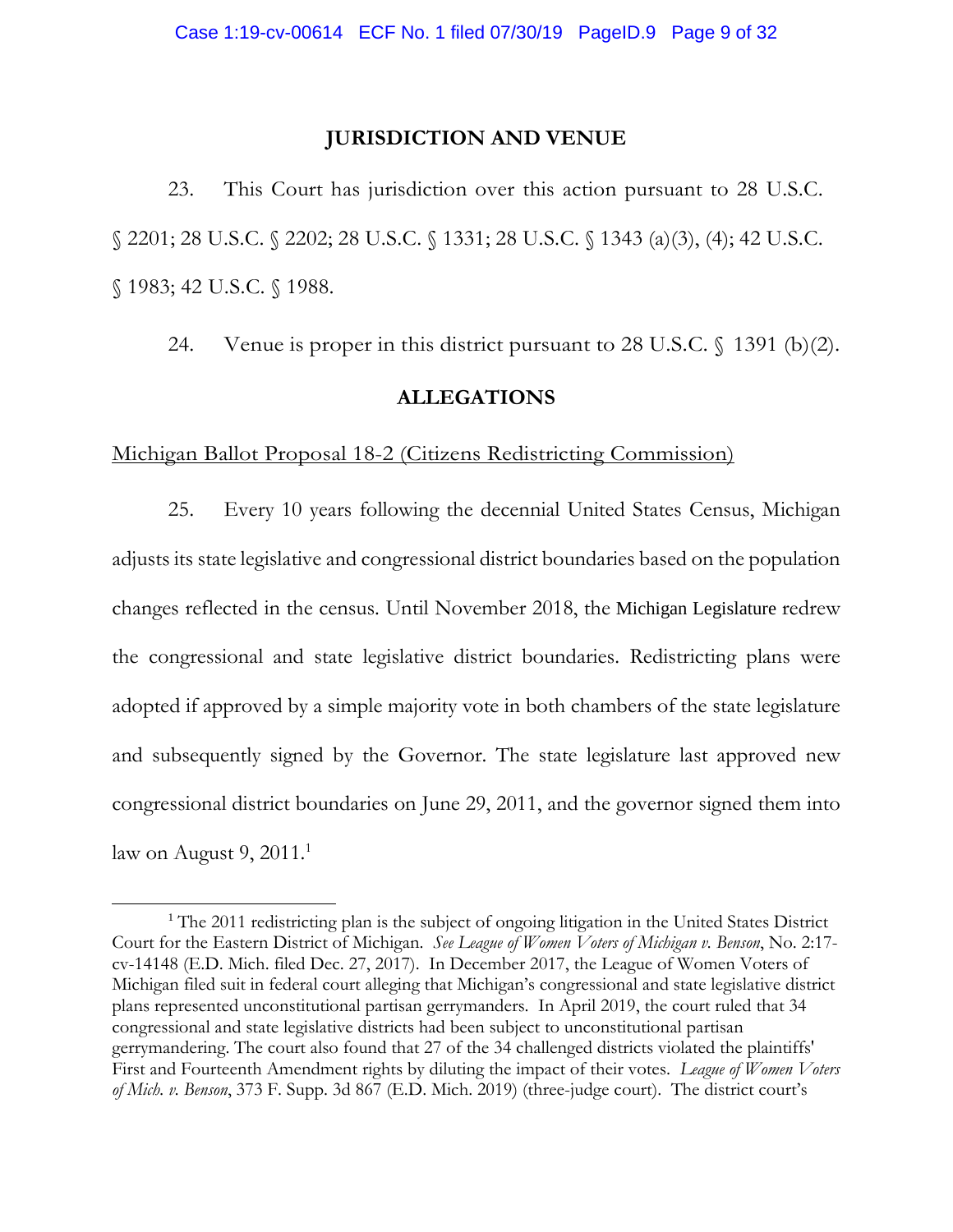## JURISDICTION AND VENUE

23. This Court has jurisdiction over this action pursuant to 28 U.S.C. § 2201; 28 U.S.C. § 2202; 28 U.S.C. § 1331; 28 U.S.C. § 1343 (a)(3), (4); 42 U.S.C. § 1983; 42 U.S.C. § 1988.

24. Venue is proper in this district pursuant to 28 U.S.C. § 1391 (b)(2).

## ALLEGATIONS

Michigan Ballot Proposal 18-2 (Citizens Redistricting Commission)

25. Every 10 years following the decennial United States Census, Michigan adjusts its state legislative and congressional district boundaries based on the population changes reflected in the census. Until November 2018, the Michigan Legislature redrew the congressional and state legislative district boundaries. Redistricting plans were adopted if approved by a simple majority vote in both chambers of the state legislature and subsequently signed by the Governor. The state legislature last approved new congressional district boundaries on June 29, 2011, and the governor signed them into law on August 9, 2011.[1]

---

[1] The 2011 redistricting plan is the subject of ongoing litigation in the United States District Court for the Eastern District of Michigan. *See League of Women Voters of Michigan v. Benson*, No. 2:17-cv-14148 (E.D. Mich. filed Dec. 27, 2017). In December 2017, the League of Women Voters of Michigan filed suit in federal court alleging that Michigan's congressional and state legislative district plans represented unconstitutional partisan gerrymanders. In April 2019, the court ruled that 34 congressional and state legislative districts had been subject to unconstitutional partisan gerrymandering. The court also found that 27 of the 34 challenged districts violated the plaintiffs' First and Fourteenth Amendment rights by diluting the impact of their votes. *League of Women Voters of Mich. v. Benson*, 373 F. Supp. 3d 867 (E.D. Mich. 2019) (three-judge court). The district court's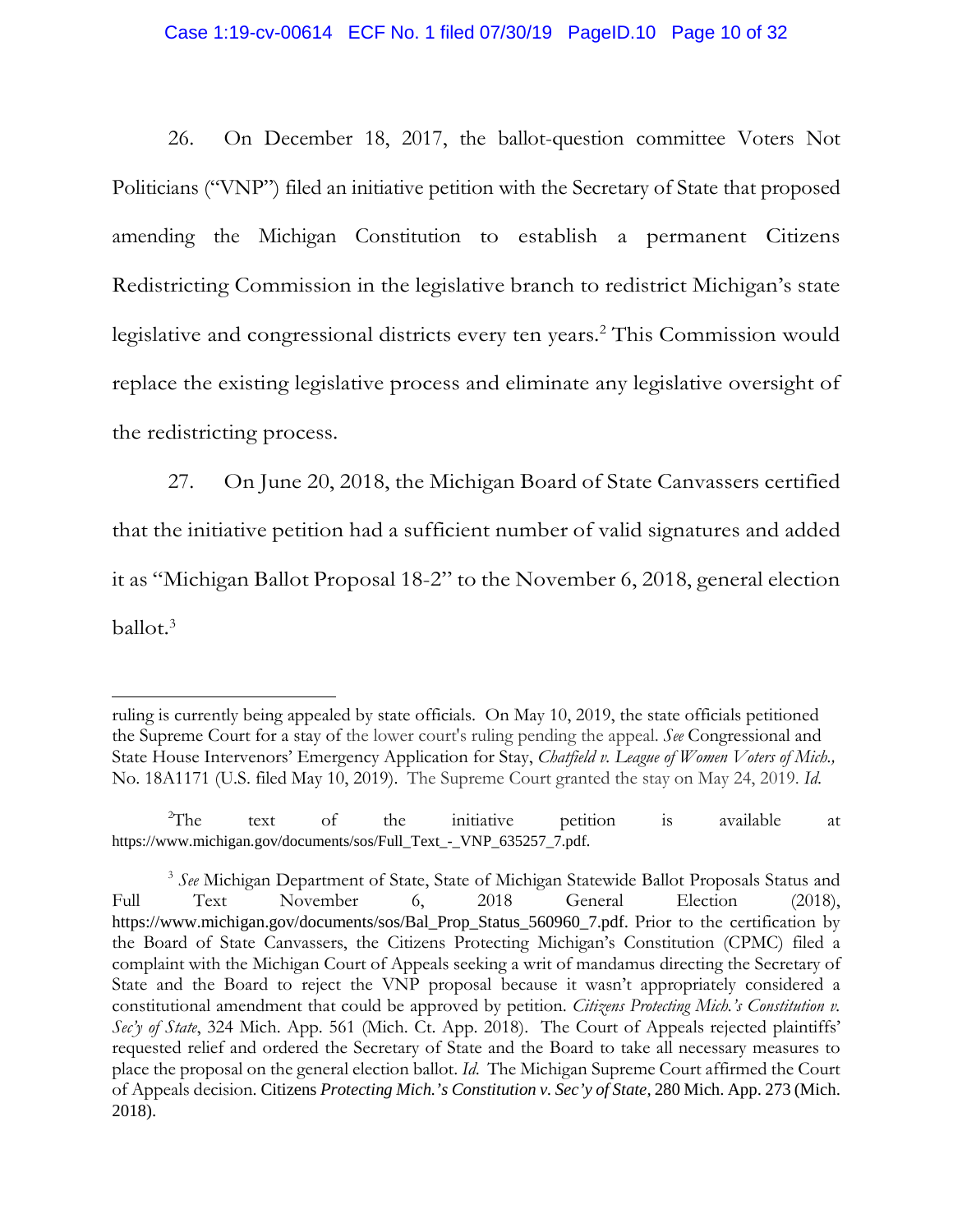26. On December 18, 2017, the ballot-question committee Voters Not Politicians ("VNP") filed an initiative petition with the Secretary of State that proposed amending the Michigan Constitution to establish a permanent Citizens Redistricting Commission in the legislative branch to redistrict Michigan's state legislative and congressional districts every ten years.[2] This Commission would replace the existing legislative process and eliminate any legislative oversight of the redistricting process.

27. On June 20, 2018, the Michigan Board of State Canvassers certified that the initiative petition had a sufficient number of valid signatures and added it as "Michigan Ballot Proposal 18-2" to the November 6, 2018, general election ballot.[3]

---

ruling is currently being appealed by state officials. On May 10, 2019, the state officials petitioned the Supreme Court for a stay of the lower court's ruling pending the appeal. *See* Congressional and State House Intervenors' Emergency Application for Stay, *Chatfield v. League of Women Voters of Mich.,* No. 18A1171 (U.S. filed May 10, 2019). The Supreme Court granted the stay on May 24, 2019. *Id.*

[2] The text of the initiative petition is available at https://www.michigan.gov/documents/sos/Full_Text_-_VNP_635257_7.pdf.

[3] *See* Michigan Department of State, State of Michigan Statewide Ballot Proposals Status and Full Text November 6, 2018 General Election (2018), https://www.michigan.gov/documents/sos/Bal_Prop_Status_560960_7.pdf. Prior to the certification by the Board of State Canvassers, the Citizens Protecting Michigan's Constitution (CPMC) filed a complaint with the Michigan Court of Appeals seeking a writ of mandamus directing the Secretary of State and the Board to reject the VNP proposal because it wasn't appropriately considered a constitutional amendment that could be approved by petition. *Citizens Protecting Mich.'s Constitution v. Sec'y of State*, 324 Mich. App. 561 (Mich. Ct. App. 2018). The Court of Appeals rejected plaintiffs' requested relief and ordered the Secretary of State and the Board to take all necessary measures to place the proposal on the general election ballot. *Id.* The Michigan Supreme Court affirmed the Court of Appeals decision. Citizens *Protecting Mich.'s Constitution v. Sec'y of State*, 280 Mich. App. 273 (Mich. 2018).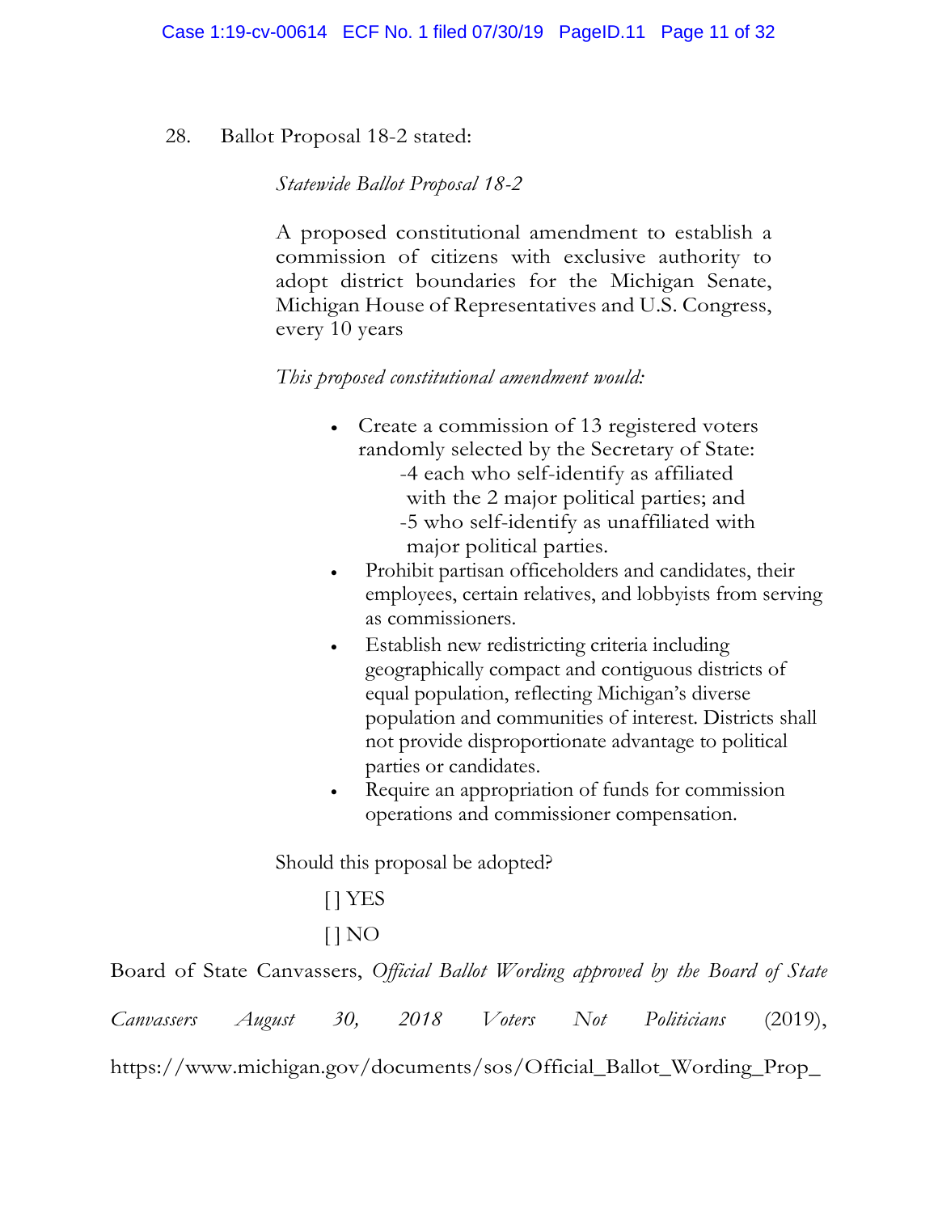28. Ballot Proposal 18-2 stated:

> *Statewide Ballot Proposal 18-2*
>
> A proposed constitutional amendment to establish a commission of citizens with exclusive authority to adopt district boundaries for the Michigan Senate, Michigan House of Representatives and U.S. Congress, every 10 years
>
> *This proposed constitutional amendment would:*
>
> - Create a commission of 13 registered voters randomly selected by the Secretary of State:
>   - -4 each who self-identify as affiliated with the 2 major political parties; and
>   - -5 who self-identify as unaffiliated with major political parties.
> - Prohibit partisan officeholders and candidates, their employees, certain relatives, and lobbyists from serving as commissioners.
> - Establish new redistricting criteria including geographically compact and contiguous districts of equal population, reflecting Michigan's diverse population and communities of interest. Districts shall not provide disproportionate advantage to political parties or candidates.
> - Require an appropriation of funds for commission operations and commissioner compensation.
>
> Should this proposal be adopted?
>
> [ ] YES
>
> [ ] NO

Board of State Canvassers, *Official Ballot Wording approved by the Board of State Canvassers August 30, 2018 Voters Not Politicians* (2019), https://www.michigan.gov/documents/sos/Official_Ballot_Wording_Prop_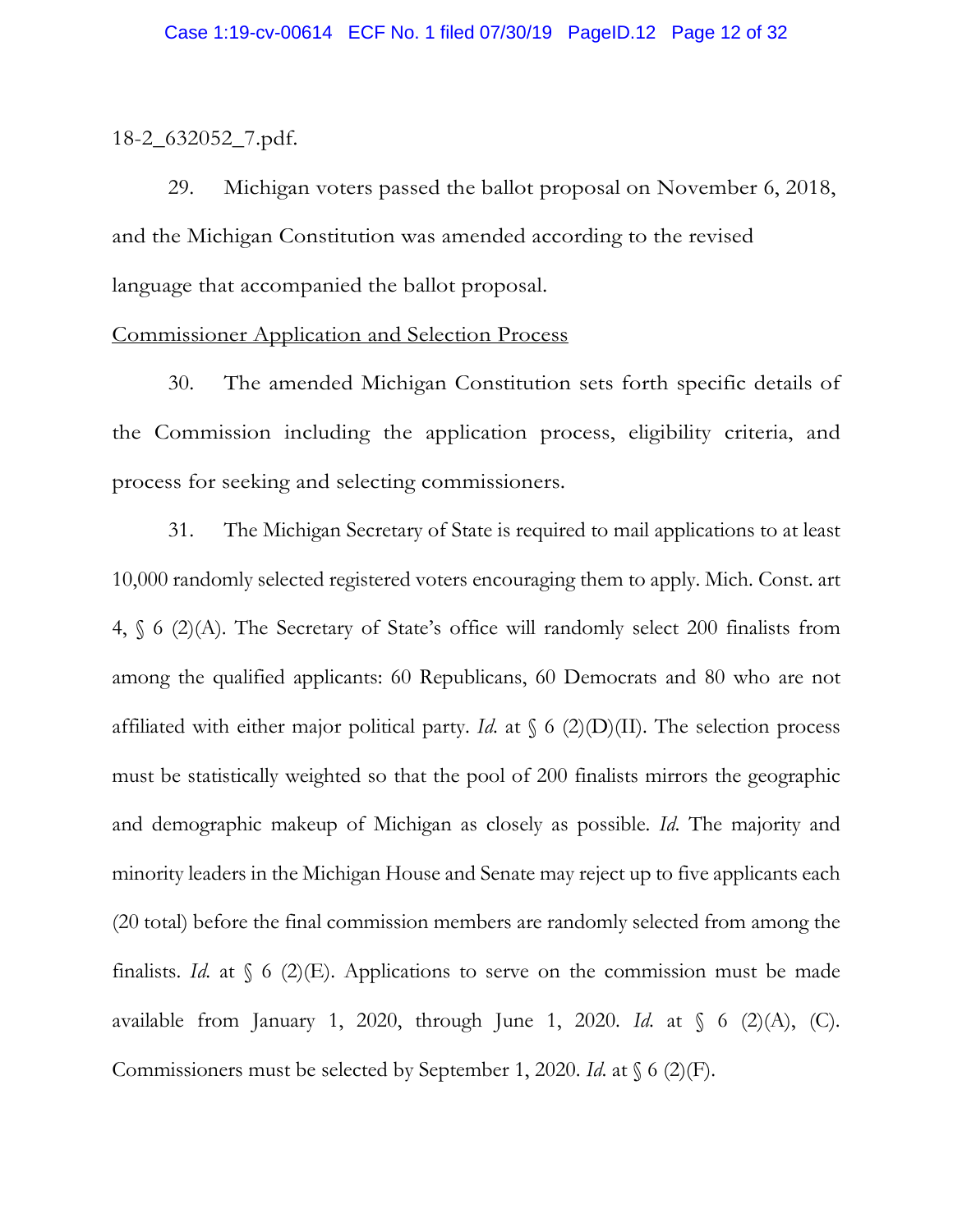18-2_632052_7.pdf.

29. Michigan voters passed the ballot proposal on November 6, 2018, and the Michigan Constitution was amended according to the revised language that accompanied the ballot proposal.

<u>Commissioner Application and Selection Process</u>

30. The amended Michigan Constitution sets forth specific details of the Commission including the application process, eligibility criteria, and process for seeking and selecting commissioners.

31. The Michigan Secretary of State is required to mail applications to at least 10,000 randomly selected registered voters encouraging them to apply. Mich. Const. art 4, § 6 (2)(A). The Secretary of State's office will randomly select 200 finalists from among the qualified applicants: 60 Republicans, 60 Democrats and 80 who are not affiliated with either major political party. *Id.* at § 6 (2)(D)(II). The selection process must be statistically weighted so that the pool of 200 finalists mirrors the geographic and demographic makeup of Michigan as closely as possible. *Id.* The majority and minority leaders in the Michigan House and Senate may reject up to five applicants each (20 total) before the final commission members are randomly selected from among the finalists. *Id.* at § 6 (2)(E). Applications to serve on the commission must be made available from January 1, 2020, through June 1, 2020. *Id.* at § 6 (2)(A), (C). Commissioners must be selected by September 1, 2020. *Id.* at § 6 (2)(F).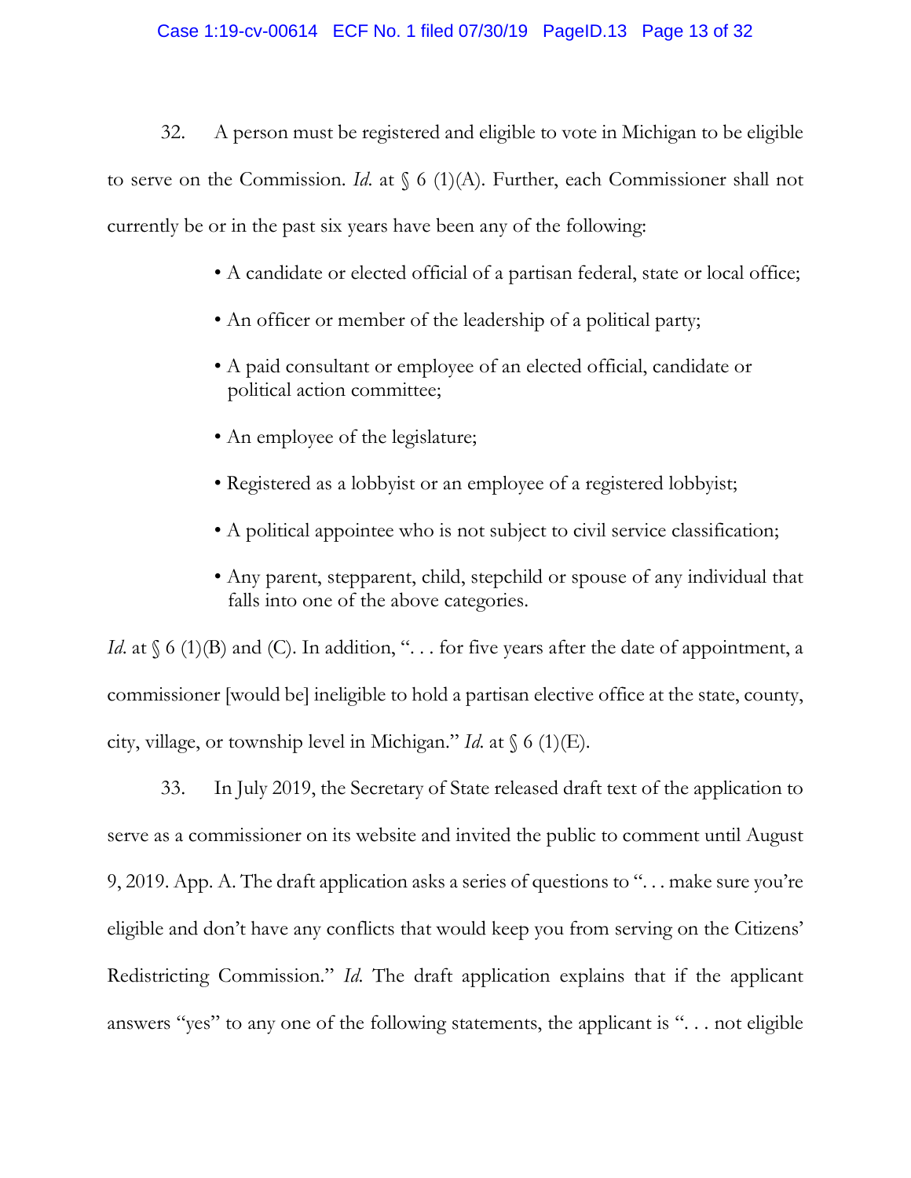32. A person must be registered and eligible to vote in Michigan to be eligible to serve on the Commission. *Id.* at § 6 (1)(A). Further, each Commissioner shall not currently be or in the past six years have been any of the following:

- A candidate or elected official of a partisan federal, state or local office;
- An officer or member of the leadership of a political party;
- A paid consultant or employee of an elected official, candidate or political action committee;
- An employee of the legislature;
- Registered as a lobbyist or an employee of a registered lobbyist;
- A political appointee who is not subject to civil service classification;
- Any parent, stepparent, child, stepchild or spouse of any individual that falls into one of the above categories.

*Id.* at § 6 (1)(B) and (C). In addition, ". . . for five years after the date of appointment, a commissioner [would be] ineligible to hold a partisan elective office at the state, county, city, village, or township level in Michigan." *Id.* at § 6 (1)(E).

33. In July 2019, the Secretary of State released draft text of the application to serve as a commissioner on its website and invited the public to comment until August 9, 2019. App. A. The draft application asks a series of questions to ". . . make sure you're eligible and don't have any conflicts that would keep you from serving on the Citizens' Redistricting Commission." *Id.* The draft application explains that if the applicant answers "yes" to any one of the following statements, the applicant is ". . . not eligible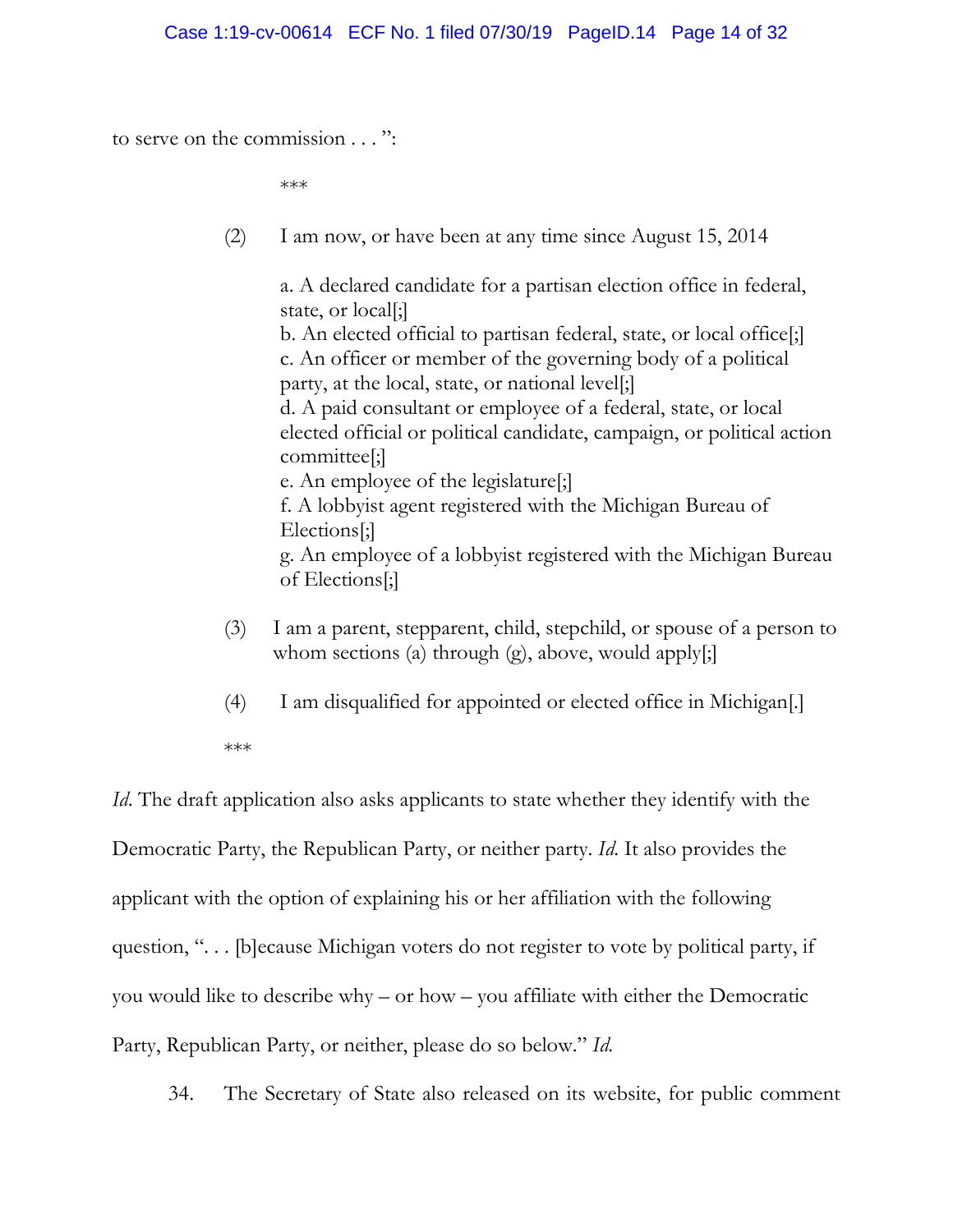to serve on the commission . . . ":

> ***
>
> (2) I am now, or have been at any time since August 15, 2014
>
> a. A declared candidate for a partisan election office in federal, state, or local[;]
> b. An elected official to partisan federal, state, or local office[;]
> c. An officer or member of the governing body of a political party, at the local, state, or national level[;]
> d. A paid consultant or employee of a federal, state, or local elected official or political candidate, campaign, or political action committee[;]
> e. An employee of the legislature[;]
> f. A lobbyist agent registered with the Michigan Bureau of Elections[;]
> g. An employee of a lobbyist registered with the Michigan Bureau of Elections[;]
>
> (3) I am a parent, stepparent, child, stepchild, or spouse of a person to whom sections (a) through (g), above, would apply[;]
>
> (4) I am disqualified for appointed or elected office in Michigan[.]
>
> ***

*Id*. The draft application also asks applicants to state whether they identify with the Democratic Party, the Republican Party, or neither party. *Id*. It also provides the applicant with the option of explaining his or her affiliation with the following question, ". . . [b]ecause Michigan voters do not register to vote by political party, if you would like to describe why – or how – you affiliate with either the Democratic Party, Republican Party, or neither, please do so below." *Id*.

34. The Secretary of State also released on its website, for public comment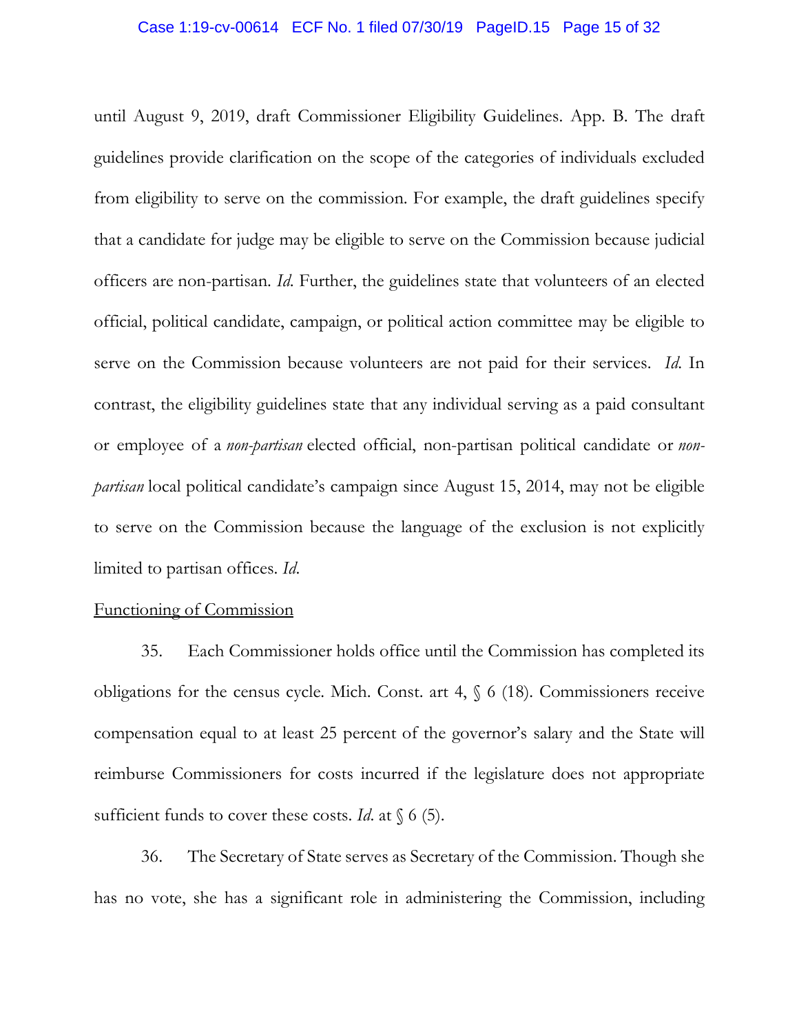until August 9, 2019, draft Commissioner Eligibility Guidelines. App. B. The draft guidelines provide clarification on the scope of the categories of individuals excluded from eligibility to serve on the commission. For example, the draft guidelines specify that a candidate for judge may be eligible to serve on the Commission because judicial officers are non-partisan. *Id.* Further, the guidelines state that volunteers of an elected official, political candidate, campaign, or political action committee may be eligible to serve on the Commission because volunteers are not paid for their services. *Id.* In contrast, the eligibility guidelines state that any individual serving as a paid consultant or employee of a *non-partisan* elected official, non-partisan political candidate or *non-partisan* local political candidate's campaign since August 15, 2014, may not be eligible to serve on the Commission because the language of the exclusion is not explicitly limited to partisan offices. *Id.*

<u>Functioning of Commission</u>

35. Each Commissioner holds office until the Commission has completed its obligations for the census cycle. Mich. Const. art 4, § 6 (18). Commissioners receive compensation equal to at least 25 percent of the governor's salary and the State will reimburse Commissioners for costs incurred if the legislature does not appropriate sufficient funds to cover these costs. *Id.* at § 6 (5).

36. The Secretary of State serves as Secretary of the Commission. Though she has no vote, she has a significant role in administering the Commission, including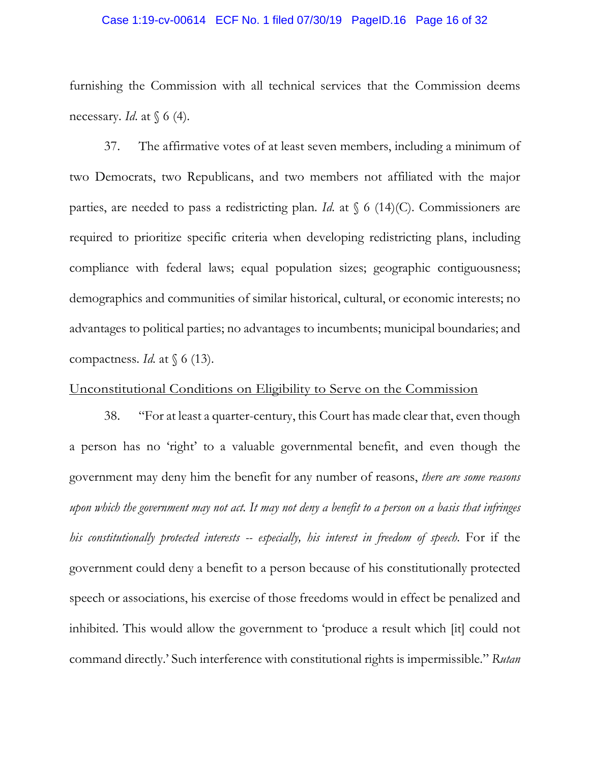furnishing the Commission with all technical services that the Commission deems necessary. *Id.* at § 6 (4).

37. The affirmative votes of at least seven members, including a minimum of two Democrats, two Republicans, and two members not affiliated with the major parties, are needed to pass a redistricting plan. *Id.* at § 6 (14)(C). Commissioners are required to prioritize specific criteria when developing redistricting plans, including compliance with federal laws; equal population sizes; geographic contiguousness; demographics and communities of similar historical, cultural, or economic interests; no advantages to political parties; no advantages to incumbents; municipal boundaries; and compactness. *Id.* at § 6 (13).

<u>Unconstitutional Conditions on Eligibility to Serve on the Commission</u>

38. "For at least a quarter-century, this Court has made clear that, even though a person has no 'right' to a valuable governmental benefit, and even though the government may deny him the benefit for any number of reasons, *there are some reasons upon which the government may not act. It may not deny a benefit to a person on a basis that infringes his constitutionally protected interests -- especially, his interest in freedom of speech.* For if the government could deny a benefit to a person because of his constitutionally protected speech or associations, his exercise of those freedoms would in effect be penalized and inhibited. This would allow the government to 'produce a result which [it] could not command directly.' Such interference with constitutional rights is impermissible." *Rutan*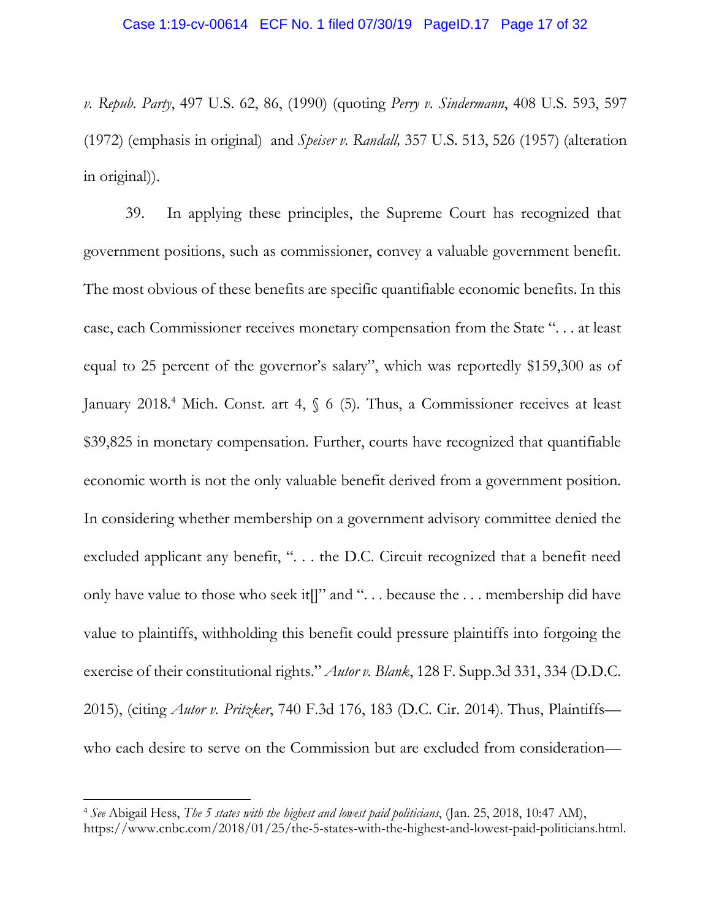*v. Repub. Party*, 497 U.S. 62, 86, (1990) (quoting *Perry v. Sindermann*, 408 U.S. 593, 597 (1972) (emphasis in original) and *Speiser v. Randall,* 357 U.S. 513, 526 (1957) (alteration in original)).

39. In applying these principles, the Supreme Court has recognized that government positions, such as commissioner, convey a valuable government benefit. The most obvious of these benefits are specific quantifiable economic benefits. In this case, each Commissioner receives monetary compensation from the State ". . . at least equal to 25 percent of the governor's salary", which was reportedly $159,300 as of January 2018.[4] Mich. Const. art 4, § 6 (5). Thus, a Commissioner receives at least $39,825 in monetary compensation. Further, courts have recognized that quantifiable economic worth is not the only valuable benefit derived from a government position. In considering whether membership on a government advisory committee denied the excluded applicant any benefit, ". . . the D.C. Circuit recognized that a benefit need only have value to those who seek it[]" and ". . . because the . . . membership did have value to plaintiffs, withholding this benefit could pressure plaintiffs into forgoing the exercise of their constitutional rights." *Autor v. Blank*, 128 F. Supp.3d 331, 334 (D.D.C. 2015), (citing *Autor v. Pritzker*, 740 F.3d 176, 183 (D.C. Cir. 2014). Thus, Plaintiffs—who each desire to serve on the Commission but are excluded from consideration—

---

[4] *See* Abigail Hess, *The 5 states with the highest and lowest paid politicians*, (Jan. 25, 2018, 10:47 AM), https://www.cnbc.com/2018/01/25/the-5-states-with-the-highest-and-lowest-paid-politicians.html.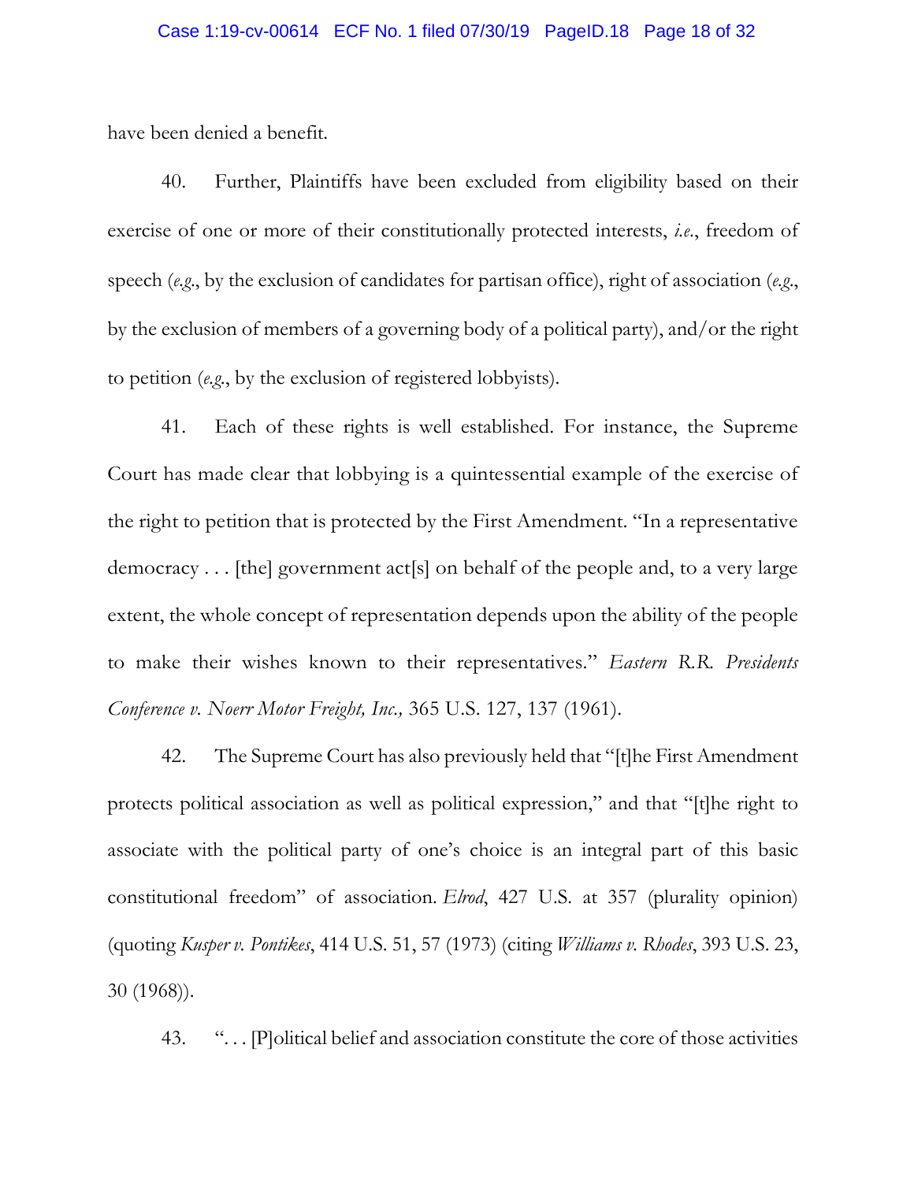have been denied a benefit.

40. Further, Plaintiffs have been excluded from eligibility based on their exercise of one or more of their constitutionally protected interests, *i.e.*, freedom of speech (*e.g.*, by the exclusion of candidates for partisan office), right of association (*e.g.*, by the exclusion of members of a governing body of a political party), and/or the right to petition (*e.g.*, by the exclusion of registered lobbyists).

41. Each of these rights is well established. For instance, the Supreme Court has made clear that lobbying is a quintessential example of the exercise of the right to petition that is protected by the First Amendment. "In a representative democracy . . . [the] government act[s] on behalf of the people and, to a very large extent, the whole concept of representation depends upon the ability of the people to make their wishes known to their representatives." *Eastern R.R. Presidents Conference v. Noerr Motor Freight, Inc.,* 365 U.S. 127, 137 (1961).

42. The Supreme Court has also previously held that "[t]he First Amendment protects political association as well as political expression," and that "[t]he right to associate with the political party of one's choice is an integral part of this basic constitutional freedom" of association. *Elrod*, 427 U.S. at 357 (plurality opinion) (quoting *Kusper v. Pontikes*, 414 U.S. 51, 57 (1973) (citing *Williams v. Rhodes*, 393 U.S. 23, 30 (1968)).

43. ". . . [P]olitical belief and association constitute the core of those activities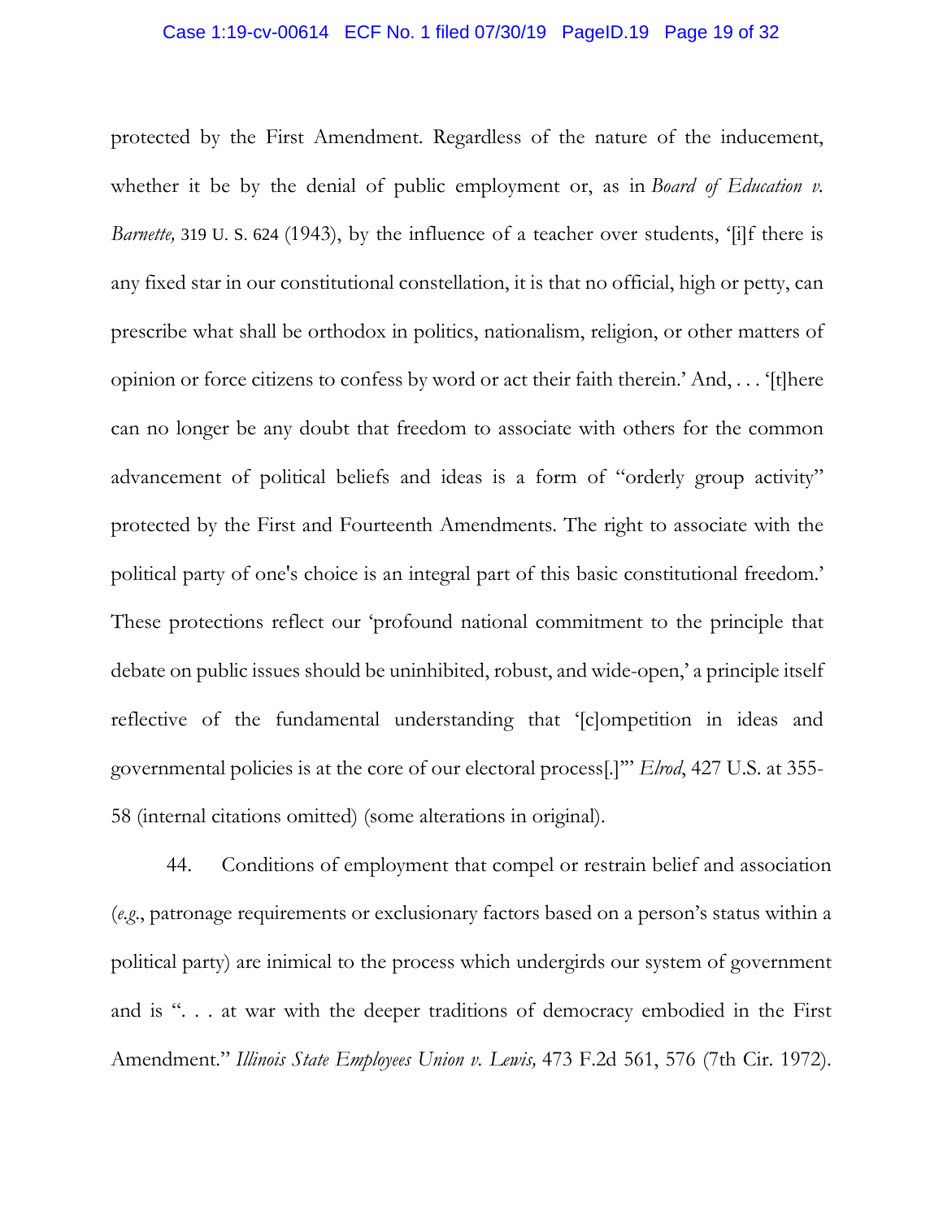protected by the First Amendment. Regardless of the nature of the inducement, whether it be by the denial of public employment or, as in *Board of Education v. Barnette,* 319 U. S. 624 (1943), by the influence of a teacher over students, '[i]f there is any fixed star in our constitutional constellation, it is that no official, high or petty, can prescribe what shall be orthodox in politics, nationalism, religion, or other matters of opinion or force citizens to confess by word or act their faith therein.' And, . . . '[t]here can no longer be any doubt that freedom to associate with others for the common advancement of political beliefs and ideas is a form of "orderly group activity" protected by the First and Fourteenth Amendments. The right to associate with the political party of one's choice is an integral part of this basic constitutional freedom.' These protections reflect our 'profound national commitment to the principle that debate on public issues should be uninhibited, robust, and wide-open,' a principle itself reflective of the fundamental understanding that '[c]ompetition in ideas and governmental policies is at the core of our electoral process[.]'" *Elrod*, 427 U.S. at 355-58 (internal citations omitted) (some alterations in original).

44. Conditions of employment that compel or restrain belief and association (*e.g.*, patronage requirements or exclusionary factors based on a person's status within a political party) are inimical to the process which undergirds our system of government and is ". . . at war with the deeper traditions of democracy embodied in the First Amendment." *Illinois State Employees Union v. Lewis,* 473 F.2d 561, 576 (7th Cir. 1972).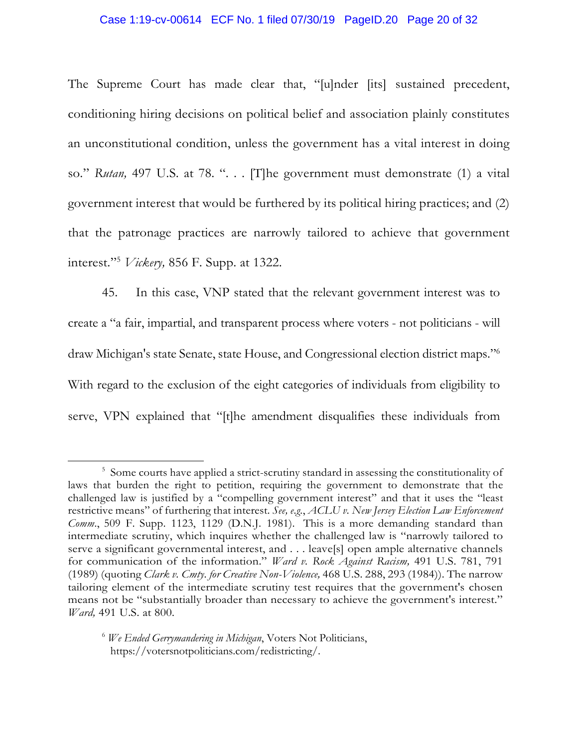The Supreme Court has made clear that, "[u]nder [its] sustained precedent, conditioning hiring decisions on political belief and association plainly constitutes an unconstitutional condition, unless the government has a vital interest in doing so." *Rutan,* 497 U.S. at 78. ". . . [T]he government must demonstrate (1) a vital government interest that would be furthered by its political hiring practices; and (2) that the patronage practices are narrowly tailored to achieve that government interest."[5] *Vickery,* 856 F. Supp. at 1322.

45. In this case, VNP stated that the relevant government interest was to create a "a fair, impartial, and transparent process where voters - not politicians - will draw Michigan's state Senate, state House, and Congressional election district maps."[6] With regard to the exclusion of the eight categories of individuals from eligibility to serve, VPN explained that "[t]he amendment disqualifies these individuals from

---

[5] Some courts have applied a strict-scrutiny standard in assessing the constitutionality of laws that burden the right to petition, requiring the government to demonstrate that the challenged law is justified by a "compelling government interest" and that it uses the "least restrictive means" of furthering that interest. *See, e.g.*, *ACLU v. New Jersey Election Law Enforcement Comm.*, 509 F. Supp. 1123, 1129 (D.N.J. 1981). This is a more demanding standard than intermediate scrutiny, which inquires whether the challenged law is "narrowly tailored to serve a significant governmental interest, and . . . leave[s] open ample alternative channels for communication of the information." *Ward v. Rock Against Racism,* 491 U.S. 781, 791 (1989) (quoting *Clark v. Cmty. for Creative Non-Violence,* 468 U.S. 288, 293 (1984)). The narrow tailoring element of the intermediate scrutiny test requires that the government's chosen means not be "substantially broader than necessary to achieve the government's interest." *Ward,* 491 U.S. at 800.

[6] *We Ended Gerrymandering in Michigan*, Voters Not Politicians, https://votersnotpoliticians.com/redistricting/.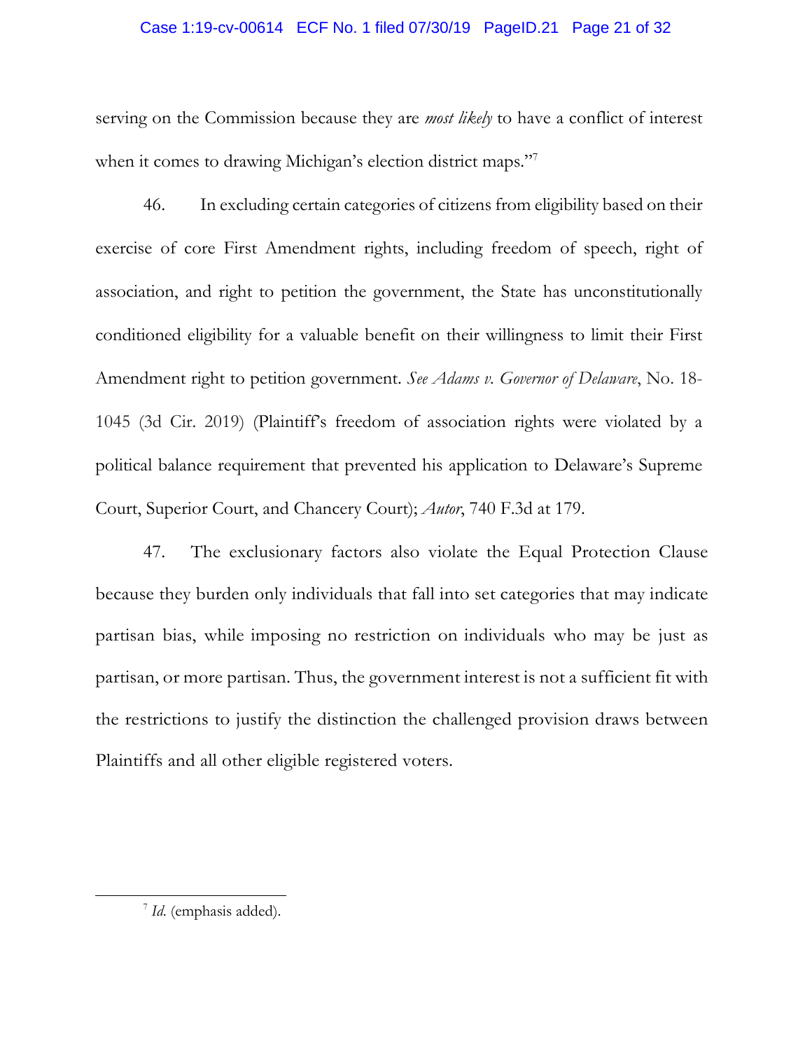serving on the Commission because they are *most likely* to have a conflict of interest when it comes to drawing Michigan's election district maps."[7]

46. In excluding certain categories of citizens from eligibility based on their exercise of core First Amendment rights, including freedom of speech, right of association, and right to petition the government, the State has unconstitutionally conditioned eligibility for a valuable benefit on their willingness to limit their First Amendment right to petition government. *See Adams v. Governor of Delaware*, No. 18-1045 (3d Cir. 2019) (Plaintiff's freedom of association rights were violated by a political balance requirement that prevented his application to Delaware's Supreme Court, Superior Court, and Chancery Court); *Autor*, 740 F.3d at 179.

47. The exclusionary factors also violate the Equal Protection Clause because they burden only individuals that fall into set categories that may indicate partisan bias, while imposing no restriction on individuals who may be just as partisan, or more partisan. Thus, the government interest is not a sufficient fit with the restrictions to justify the distinction the challenged provision draws between Plaintiffs and all other eligible registered voters.

---

[7] *Id.* (emphasis added).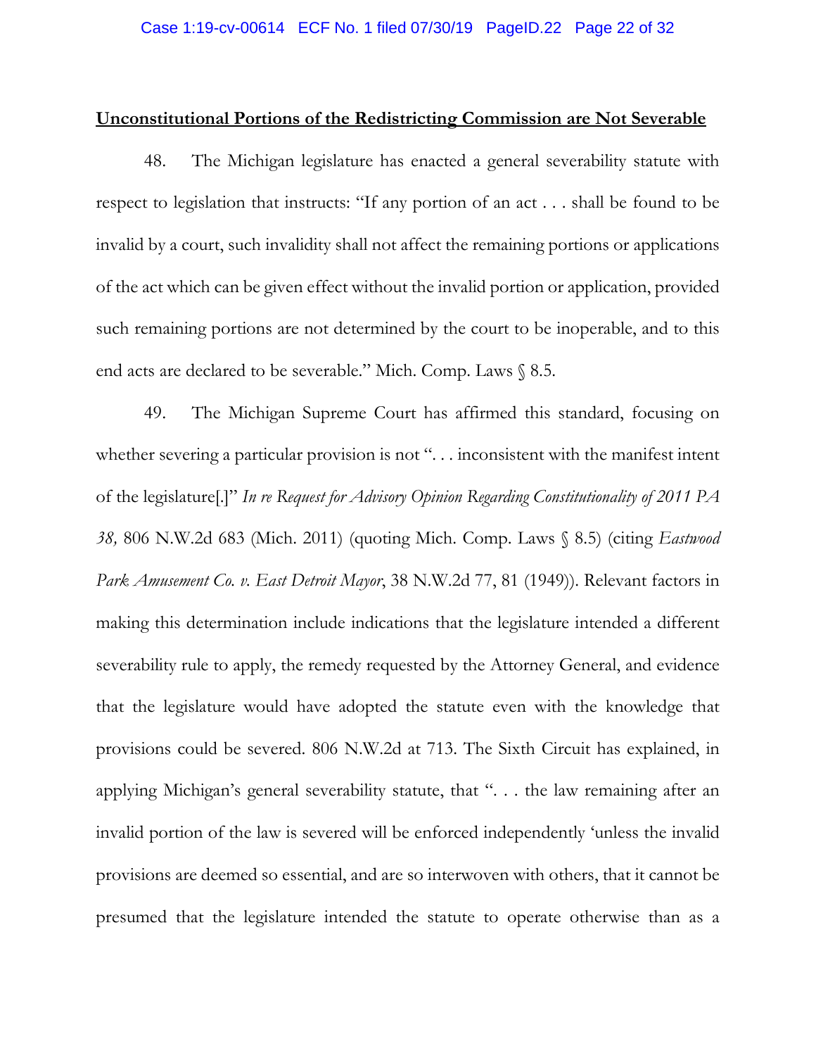**<u>Unconstitutional Portions of the Redistricting Commission are Not Severable</u>**

48. The Michigan legislature has enacted a general severability statute with respect to legislation that instructs: "If any portion of an act . . . shall be found to be invalid by a court, such invalidity shall not affect the remaining portions or applications of the act which can be given effect without the invalid portion or application, provided such remaining portions are not determined by the court to be inoperable, and to this end acts are declared to be severable." Mich. Comp. Laws § 8.5.

49. The Michigan Supreme Court has affirmed this standard, focusing on whether severing a particular provision is not ". . . inconsistent with the manifest intent of the legislature[.]" *In re Request for Advisory Opinion Regarding Constitutionality of 2011 PA 38,* 806 N.W.2d 683 (Mich. 2011) (quoting Mich. Comp. Laws § 8.5) (citing *Eastwood Park Amusement Co. v. East Detroit Mayor*, 38 N.W.2d 77, 81 (1949)). Relevant factors in making this determination include indications that the legislature intended a different severability rule to apply, the remedy requested by the Attorney General, and evidence that the legislature would have adopted the statute even with the knowledge that provisions could be severed. 806 N.W.2d at 713. The Sixth Circuit has explained, in applying Michigan's general severability statute, that ". . . the law remaining after an invalid portion of the law is severed will be enforced independently 'unless the invalid provisions are deemed so essential, and are so interwoven with others, that it cannot be presumed that the legislature intended the statute to operate otherwise than as a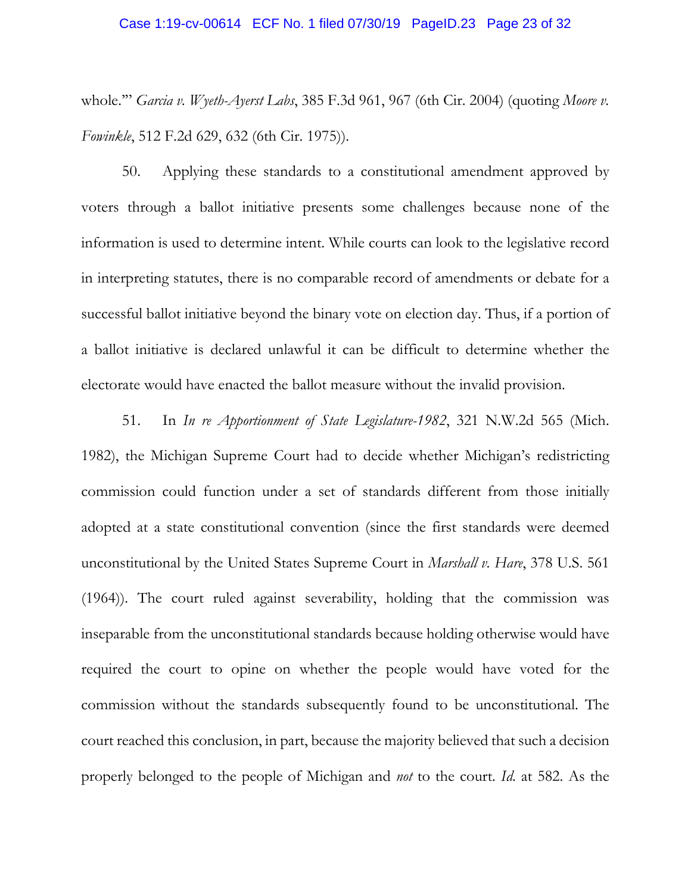whole.'" *Garcia v. Wyeth-Ayerst Labs*, 385 F.3d 961, 967 (6th Cir. 2004) (quoting *Moore v. Fowinkle*, 512 F.2d 629, 632 (6th Cir. 1975)).

50. Applying these standards to a constitutional amendment approved by voters through a ballot initiative presents some challenges because none of the information is used to determine intent. While courts can look to the legislative record in interpreting statutes, there is no comparable record of amendments or debate for a successful ballot initiative beyond the binary vote on election day. Thus, if a portion of a ballot initiative is declared unlawful it can be difficult to determine whether the electorate would have enacted the ballot measure without the invalid provision.

51. In *In re Apportionment of State Legislature-1982*, 321 N.W.2d 565 (Mich. 1982), the Michigan Supreme Court had to decide whether Michigan's redistricting commission could function under a set of standards different from those initially adopted at a state constitutional convention (since the first standards were deemed unconstitutional by the United States Supreme Court in *Marshall v. Hare*, 378 U.S. 561 (1964)). The court ruled against severability, holding that the commission was inseparable from the unconstitutional standards because holding otherwise would have required the court to opine on whether the people would have voted for the commission without the standards subsequently found to be unconstitutional. The court reached this conclusion, in part, because the majority believed that such a decision properly belonged to the people of Michigan and *not* to the court. *Id.* at 582. As the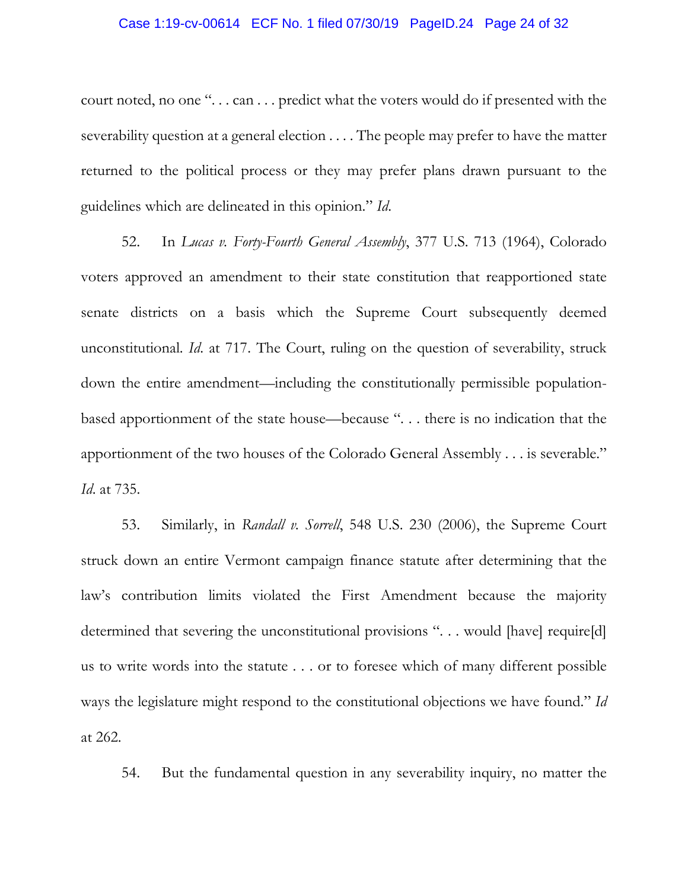court noted, no one ". . . can . . . predict what the voters would do if presented with the severability question at a general election . . . . The people may prefer to have the matter returned to the political process or they may prefer plans drawn pursuant to the guidelines which are delineated in this opinion." *Id.*

52. In *Lucas v. Forty-Fourth General Assembly*, 377 U.S. 713 (1964), Colorado voters approved an amendment to their state constitution that reapportioned state senate districts on a basis which the Supreme Court subsequently deemed unconstitutional. *Id.* at 717. The Court, ruling on the question of severability, struck down the entire amendment—including the constitutionally permissible population-based apportionment of the state house—because ". . . there is no indication that the apportionment of the two houses of the Colorado General Assembly . . . is severable." *Id.* at 735.

53. Similarly, in *Randall v. Sorrell*, 548 U.S. 230 (2006), the Supreme Court struck down an entire Vermont campaign finance statute after determining that the law's contribution limits violated the First Amendment because the majority determined that severing the unconstitutional provisions ". . . would [have] require[d] us to write words into the statute . . . or to foresee which of many different possible ways the legislature might respond to the constitutional objections we have found." *Id* at 262.

54. But the fundamental question in any severability inquiry, no matter the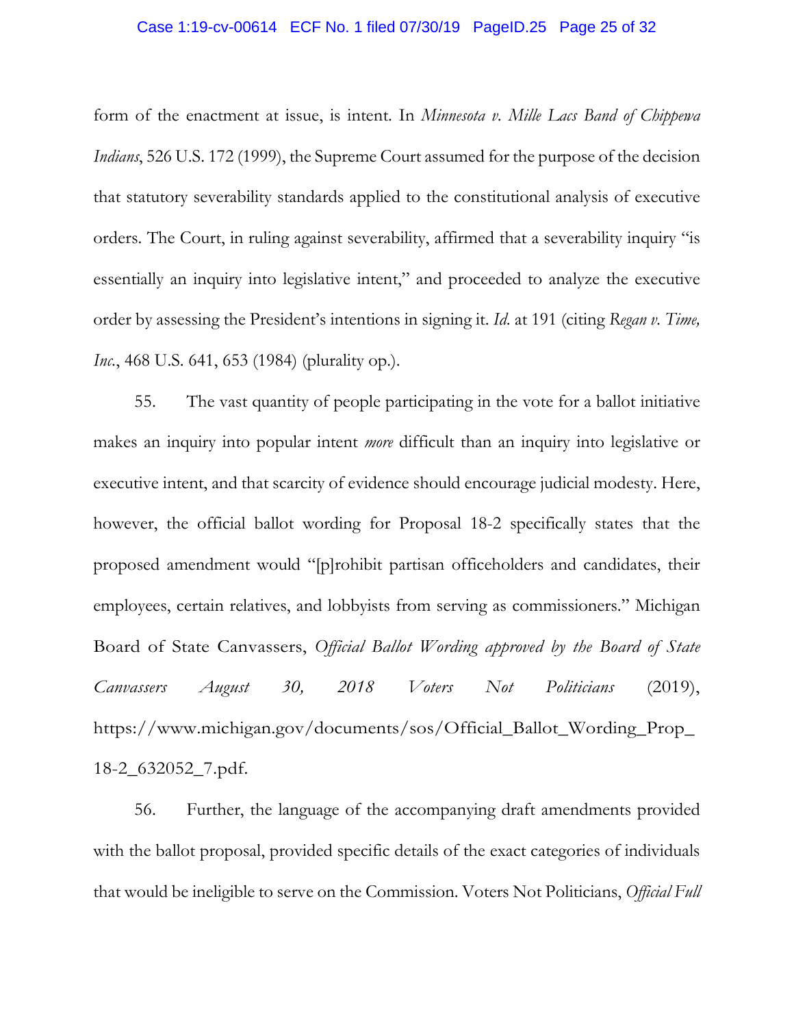form of the enactment at issue, is intent. In *Minnesota v. Mille Lacs Band of Chippewa Indians*, 526 U.S. 172 (1999), the Supreme Court assumed for the purpose of the decision that statutory severability standards applied to the constitutional analysis of executive orders. The Court, in ruling against severability, affirmed that a severability inquiry "is essentially an inquiry into legislative intent," and proceeded to analyze the executive order by assessing the President's intentions in signing it. *Id.* at 191 (citing *Regan v. Time, Inc.*, 468 U.S. 641, 653 (1984) (plurality op.).

55. The vast quantity of people participating in the vote for a ballot initiative makes an inquiry into popular intent *more* difficult than an inquiry into legislative or executive intent, and that scarcity of evidence should encourage judicial modesty. Here, however, the official ballot wording for Proposal 18-2 specifically states that the proposed amendment would "[p]rohibit partisan officeholders and candidates, their employees, certain relatives, and lobbyists from serving as commissioners." Michigan Board of State Canvassers, *Official Ballot Wording approved by the Board of State Canvassers August 30, 2018 Voters Not Politicians* (2019), https://www.michigan.gov/documents/sos/Official_Ballot_Wording_Prop_18-2_632052_7.pdf.

56. Further, the language of the accompanying draft amendments provided with the ballot proposal, provided specific details of the exact categories of individuals that would be ineligible to serve on the Commission. Voters Not Politicians, *Official Full*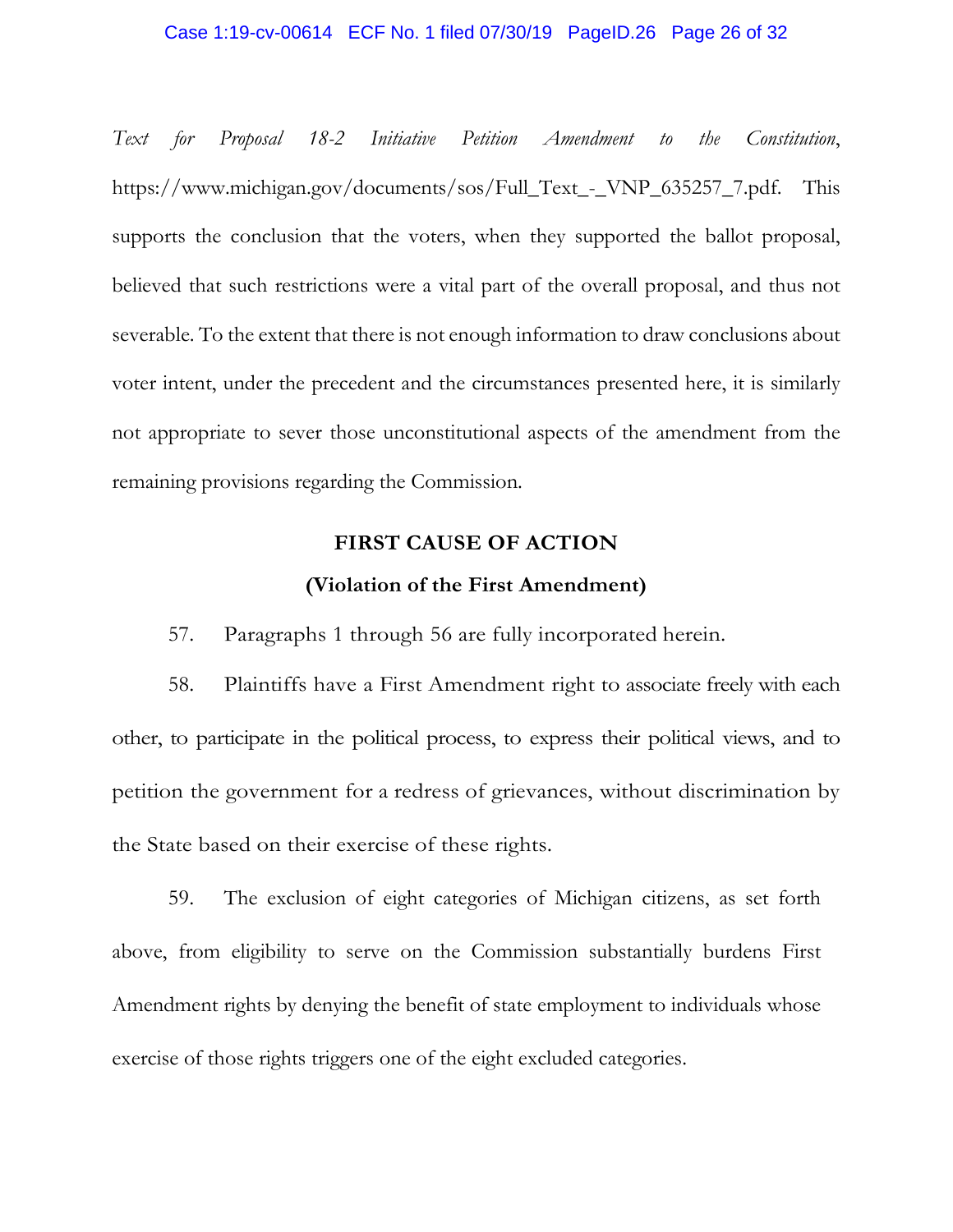*Text for Proposal 18-2 Initiative Petition Amendment to the Constitution*, https://www.michigan.gov/documents/sos/Full_Text_-_VNP_635257_7.pdf. This supports the conclusion that the voters, when they supported the ballot proposal, believed that such restrictions were a vital part of the overall proposal, and thus not severable. To the extent that there is not enough information to draw conclusions about voter intent, under the precedent and the circumstances presented here, it is similarly not appropriate to sever those unconstitutional aspects of the amendment from the remaining provisions regarding the Commission.

**FIRST CAUSE OF ACTION**

**(Violation of the First Amendment)**

57. Paragraphs 1 through 56 are fully incorporated herein.

58. Plaintiffs have a First Amendment right to associate freely with each other, to participate in the political process, to express their political views, and to petition the government for a redress of grievances, without discrimination by the State based on their exercise of these rights.

59. The exclusion of eight categories of Michigan citizens, as set forth above, from eligibility to serve on the Commission substantially burdens First Amendment rights by denying the benefit of state employment to individuals whose exercise of those rights triggers one of the eight excluded categories.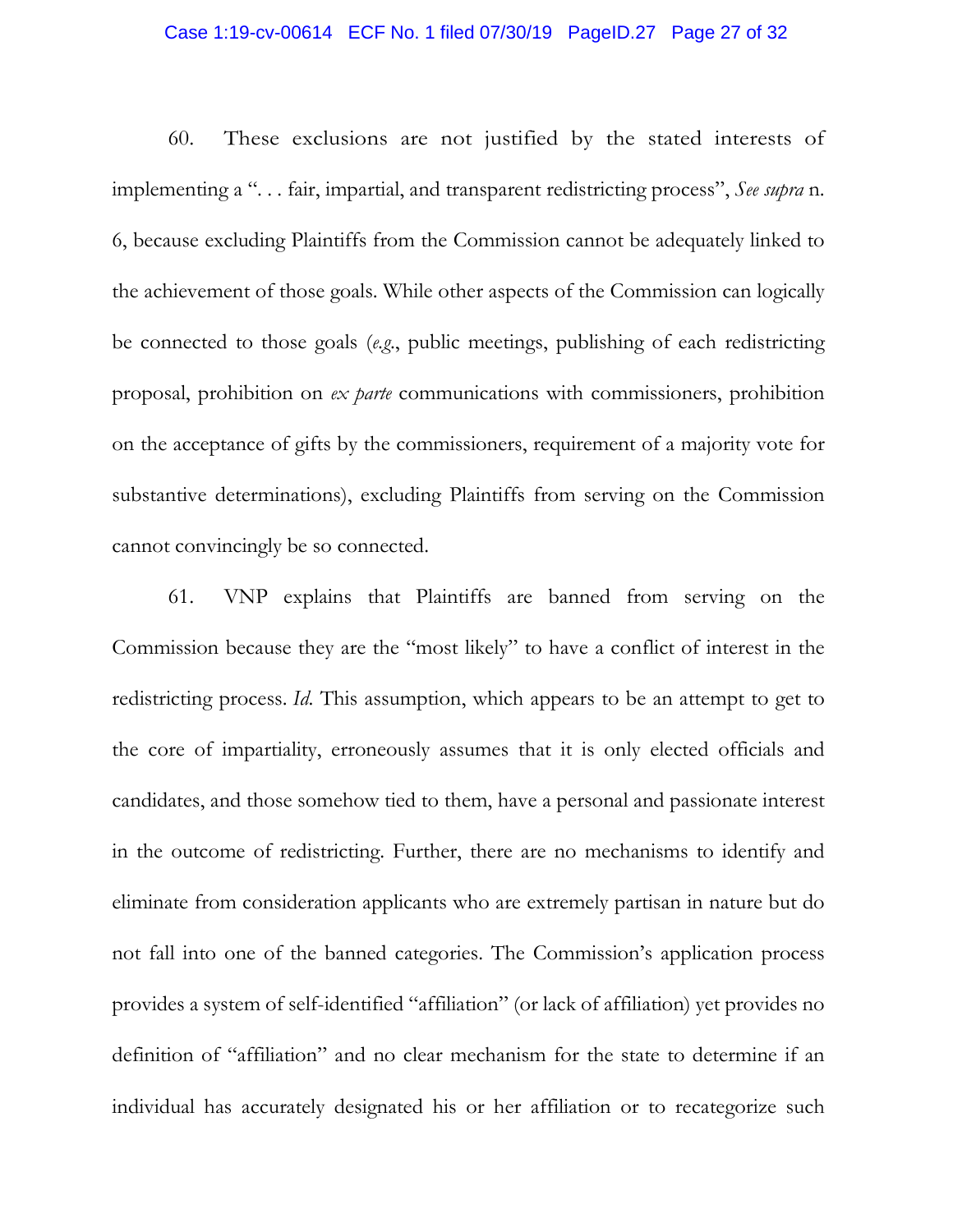60. These exclusions are not justified by the stated interests of implementing a ". . . fair, impartial, and transparent redistricting process", *See supra* n. 6, because excluding Plaintiffs from the Commission cannot be adequately linked to the achievement of those goals. While other aspects of the Commission can logically be connected to those goals (*e.g.*, public meetings, publishing of each redistricting proposal, prohibition on *ex parte* communications with commissioners, prohibition on the acceptance of gifts by the commissioners, requirement of a majority vote for substantive determinations), excluding Plaintiffs from serving on the Commission cannot convincingly be so connected.

61. VNP explains that Plaintiffs are banned from serving on the Commission because they are the "most likely" to have a conflict of interest in the redistricting process. *Id.* This assumption, which appears to be an attempt to get to the core of impartiality, erroneously assumes that it is only elected officials and candidates, and those somehow tied to them, have a personal and passionate interest in the outcome of redistricting. Further, there are no mechanisms to identify and eliminate from consideration applicants who are extremely partisan in nature but do not fall into one of the banned categories. The Commission's application process provides a system of self-identified "affiliation" (or lack of affiliation) yet provides no definition of "affiliation" and no clear mechanism for the state to determine if an individual has accurately designated his or her affiliation or to recategorize such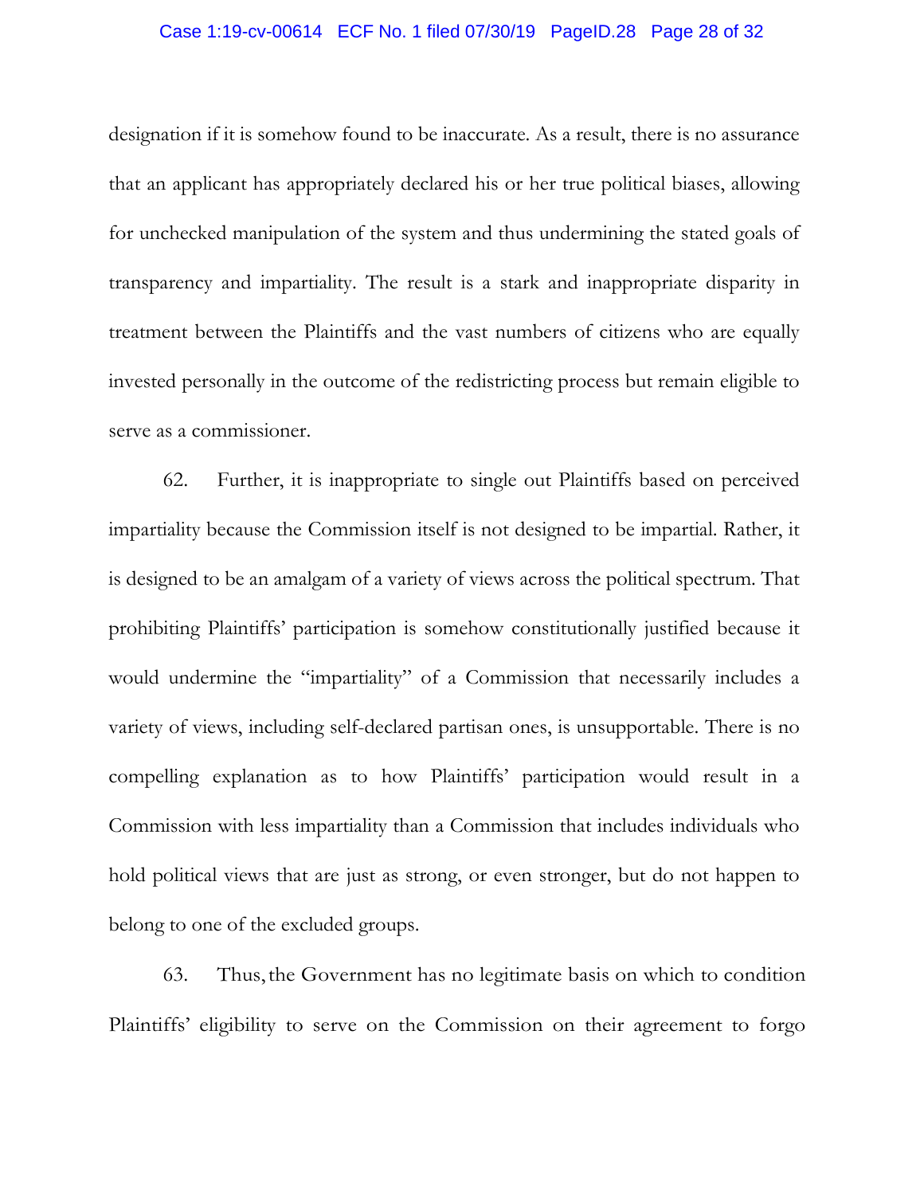designation if it is somehow found to be inaccurate. As a result, there is no assurance that an applicant has appropriately declared his or her true political biases, allowing for unchecked manipulation of the system and thus undermining the stated goals of transparency and impartiality. The result is a stark and inappropriate disparity in treatment between the Plaintiffs and the vast numbers of citizens who are equally invested personally in the outcome of the redistricting process but remain eligible to serve as a commissioner.

62. Further, it is inappropriate to single out Plaintiffs based on perceived impartiality because the Commission itself is not designed to be impartial. Rather, it is designed to be an amalgam of a variety of views across the political spectrum. That prohibiting Plaintiffs' participation is somehow constitutionally justified because it would undermine the "impartiality" of a Commission that necessarily includes a variety of views, including self-declared partisan ones, is unsupportable. There is no compelling explanation as to how Plaintiffs' participation would result in a Commission with less impartiality than a Commission that includes individuals who hold political views that are just as strong, or even stronger, but do not happen to belong to one of the excluded groups.

63. Thus, the Government has no legitimate basis on which to condition Plaintiffs' eligibility to serve on the Commission on their agreement to forgo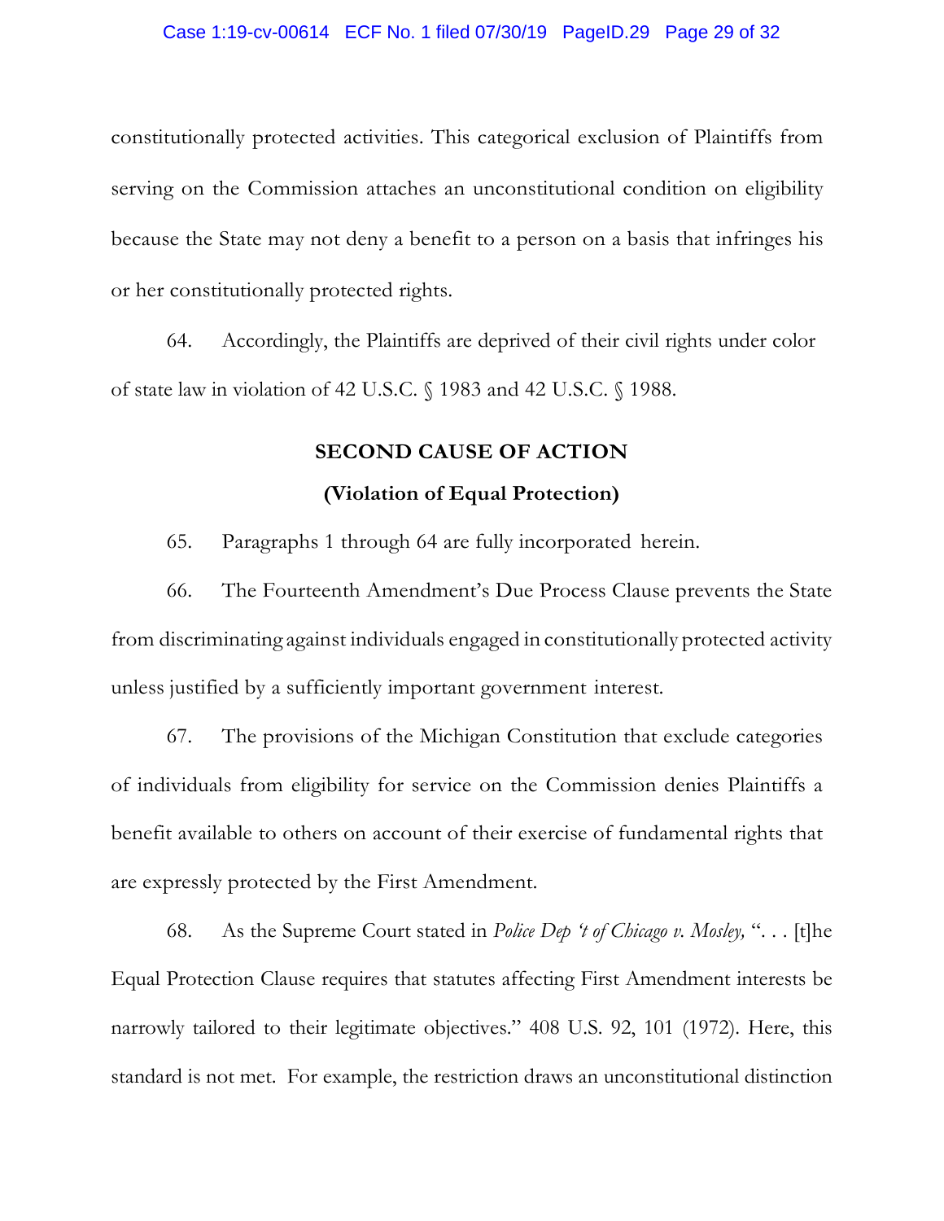constitutionally protected activities. This categorical exclusion of Plaintiffs from serving on the Commission attaches an unconstitutional condition on eligibility because the State may not deny a benefit to a person on a basis that infringes his or her constitutionally protected rights.

64. Accordingly, the Plaintiffs are deprived of their civil rights under color of state law in violation of 42 U.S.C. § 1983 and 42 U.S.C. § 1988.

## SECOND CAUSE OF ACTION

### (Violation of Equal Protection)

65. Paragraphs 1 through 64 are fully incorporated herein.

66. The Fourteenth Amendment's Due Process Clause prevents the State from discriminating against individuals engaged in constitutionally protected activity unless justified by a sufficiently important government interest.

67. The provisions of the Michigan Constitution that exclude categories of individuals from eligibility for service on the Commission denies Plaintiffs a benefit available to others on account of their exercise of fundamental rights that are expressly protected by the First Amendment.

68. As the Supreme Court stated in *Police Dep 't of Chicago v. Mosley,* ". . . [t]he Equal Protection Clause requires that statutes affecting First Amendment interests be narrowly tailored to their legitimate objectives." 408 U.S. 92, 101 (1972). Here, this standard is not met. For example, the restriction draws an unconstitutional distinction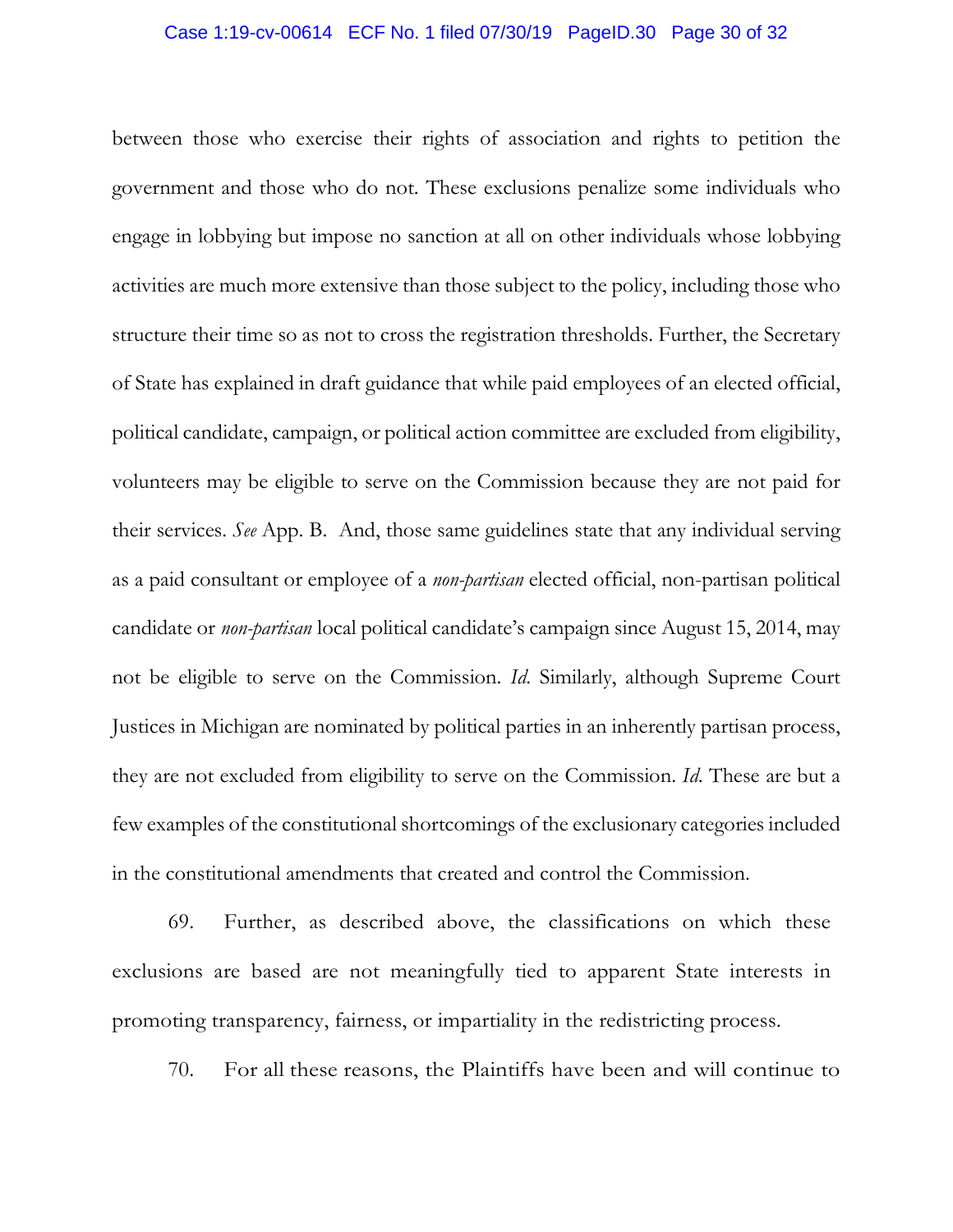between those who exercise their rights of association and rights to petition the government and those who do not. These exclusions penalize some individuals who engage in lobbying but impose no sanction at all on other individuals whose lobbying activities are much more extensive than those subject to the policy, including those who structure their time so as not to cross the registration thresholds. Further, the Secretary of State has explained in draft guidance that while paid employees of an elected official, political candidate, campaign, or political action committee are excluded from eligibility, volunteers may be eligible to serve on the Commission because they are not paid for their services. *See* App. B. And, those same guidelines state that any individual serving as a paid consultant or employee of a *non-partisan* elected official, non-partisan political candidate or *non-partisan* local political candidate's campaign since August 15, 2014, may not be eligible to serve on the Commission. *Id.* Similarly, although Supreme Court Justices in Michigan are nominated by political parties in an inherently partisan process, they are not excluded from eligibility to serve on the Commission. *Id.* These are but a few examples of the constitutional shortcomings of the exclusionary categories included in the constitutional amendments that created and control the Commission.

69. Further, as described above, the classifications on which these exclusions are based are not meaningfully tied to apparent State interests in promoting transparency, fairness, or impartiality in the redistricting process.

70. For all these reasons, the Plaintiffs have been and will continue to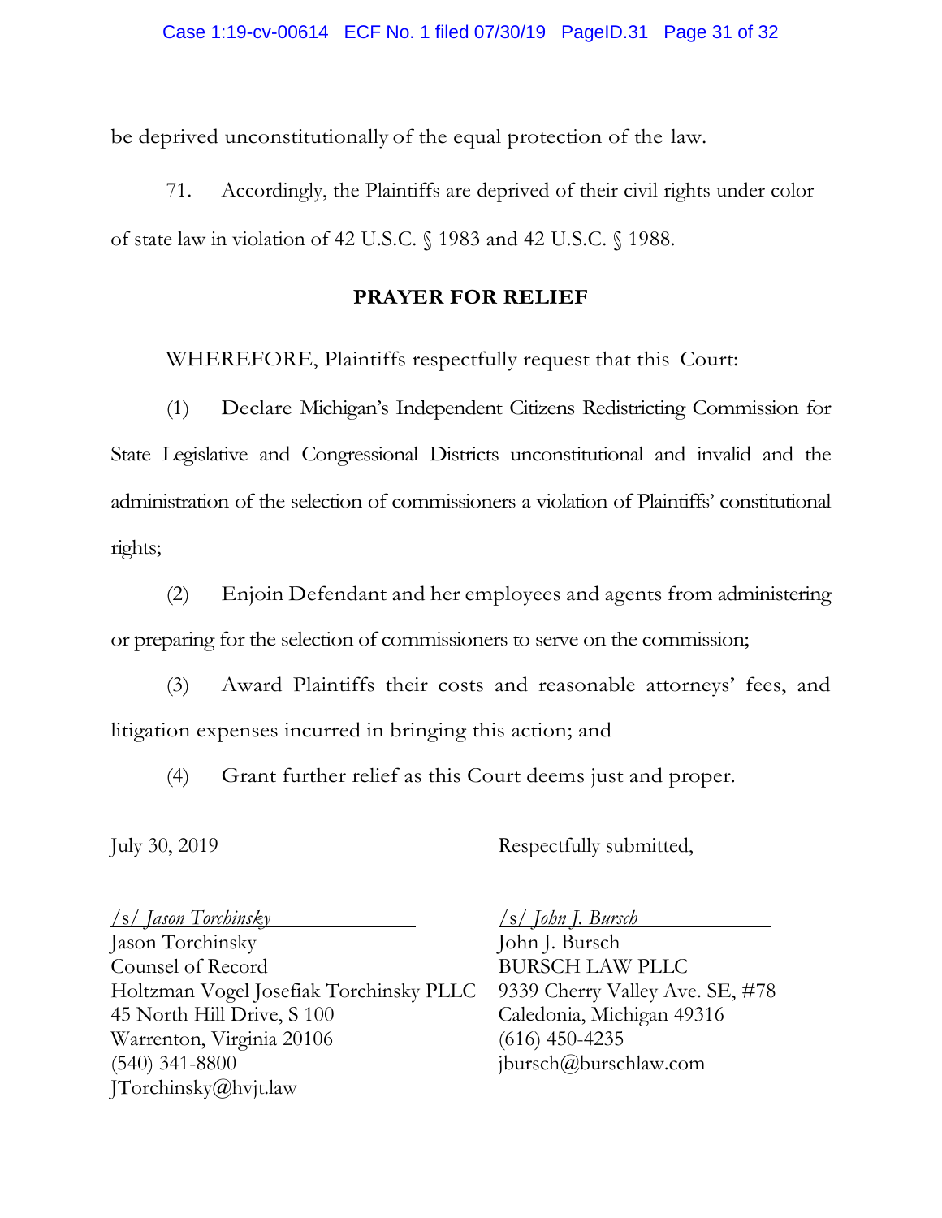be deprived unconstitutionally of the equal protection of the law.

71. Accordingly, the Plaintiffs are deprived of their civil rights under color of state law in violation of 42 U.S.C. § 1983 and 42 U.S.C. § 1988.

**PRAYER FOR RELIEF**

WHEREFORE, Plaintiffs respectfully request that this Court:

(1) Declare Michigan's Independent Citizens Redistricting Commission for State Legislative and Congressional Districts unconstitutional and invalid and the administration of the selection of commissioners a violation of Plaintiffs' constitutional rights;

(2) Enjoin Defendant and her employees and agents from administering or preparing for the selection of commissioners to serve on the commission;

(3) Award Plaintiffs their costs and reasonable attorneys' fees, and litigation expenses incurred in bringing this action; and

(4) Grant further relief as this Court deems just and proper.

July 30, 2019

Respectfully submitted,

*/s/ Jason Torchinsky*
Jason Torchinsky
Counsel of Record
Holtzman Vogel Josefiak Torchinsky PLLC
45 North Hill Drive, S 100
Warrenton, Virginia 20106
(540) 341-8800
JTorchinsky@hvjt.law

*/s/ John J. Bursch*
John J. Bursch
BURSCH LAW PLLC
9339 Cherry Valley Ave. SE, #78
Caledonia, Michigan 49316
(616) 450-4235
jbursch@burschlaw.com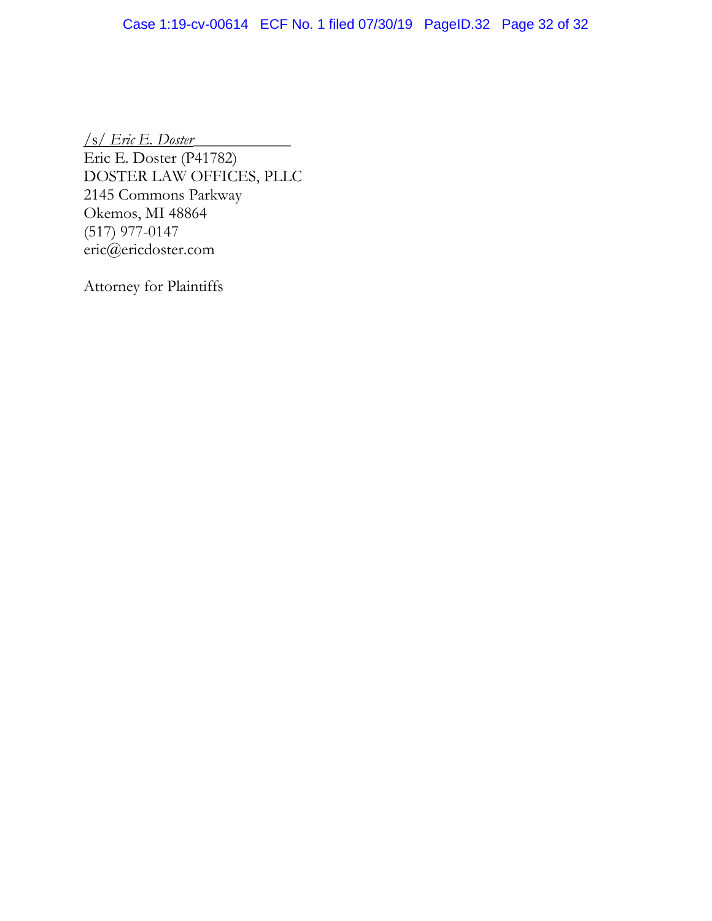/s/ *Eric E. Doster*\_\_\_\_\_\_\_\_\_\_\_\_
Eric E. Doster (P41782)
DOSTER LAW OFFICES, PLLC
2145 Commons Parkway
Okemos, MI 48864
(517) 977-0147
eric@ericdoster.com

Attorney for Plaintiffs